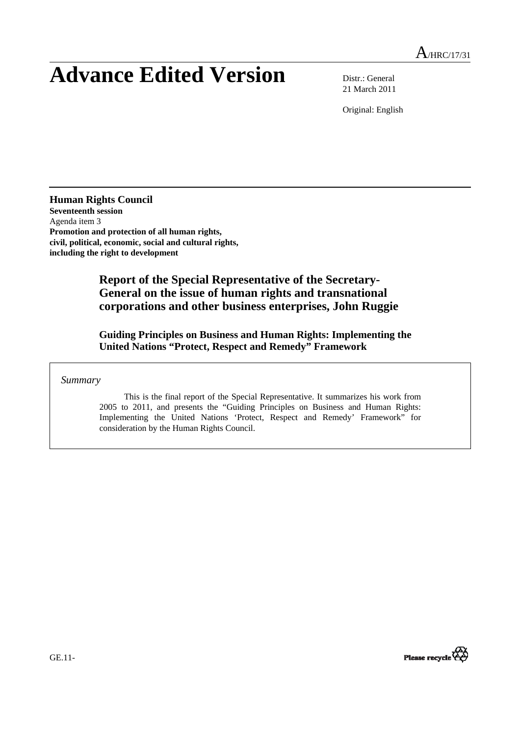A/HRC/17/31

# Advance Edited Version

Distr.: General
21 March 2011

Original: English

**Human Rights Council**
**Seventeenth session**
Agenda item 3
**Promotion and protection of all human rights, civil, political, economic, social and cultural rights, including the right to development**

## Report of the Special Representative of the Secretary-General on the issue of human rights and transnational corporations and other business enterprises, John Ruggie

### Guiding Principles on Business and Human Rights: Implementing the United Nations "Protect, Respect and Remedy" Framework

*Summary*

This is the final report of the Special Representative. It summarizes his work from 2005 to 2011, and presents the "Guiding Principles on Business and Human Rights: Implementing the United Nations 'Protect, Respect and Remedy' Framework" for consideration by the Human Rights Council.

GE.11-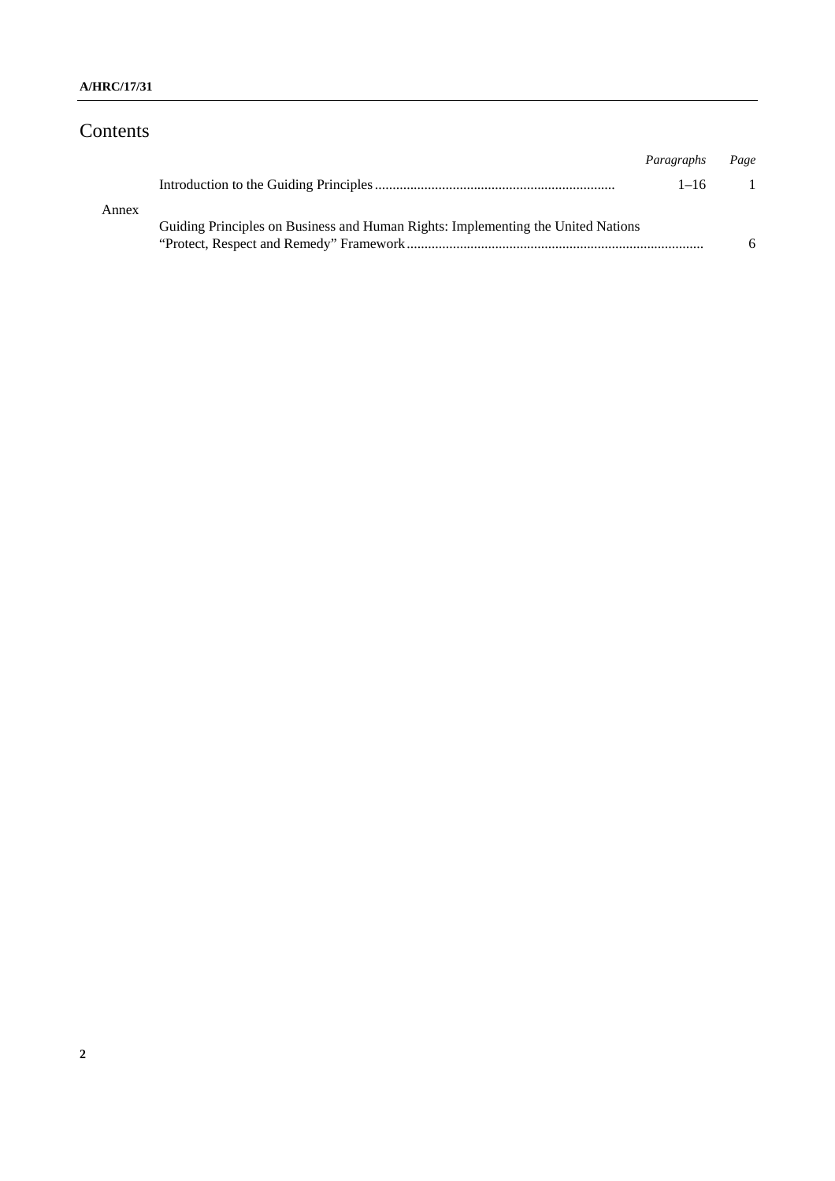# Contents

| | | *Paragraphs* | *Page* |
|---|---|---|---|
| | Introduction to the Guiding Principles | 1–16 | 1 |
| Annex | Guiding Principles on Business and Human Rights: Implementing the United Nations "Protect, Respect and Remedy" Framework | | 6 |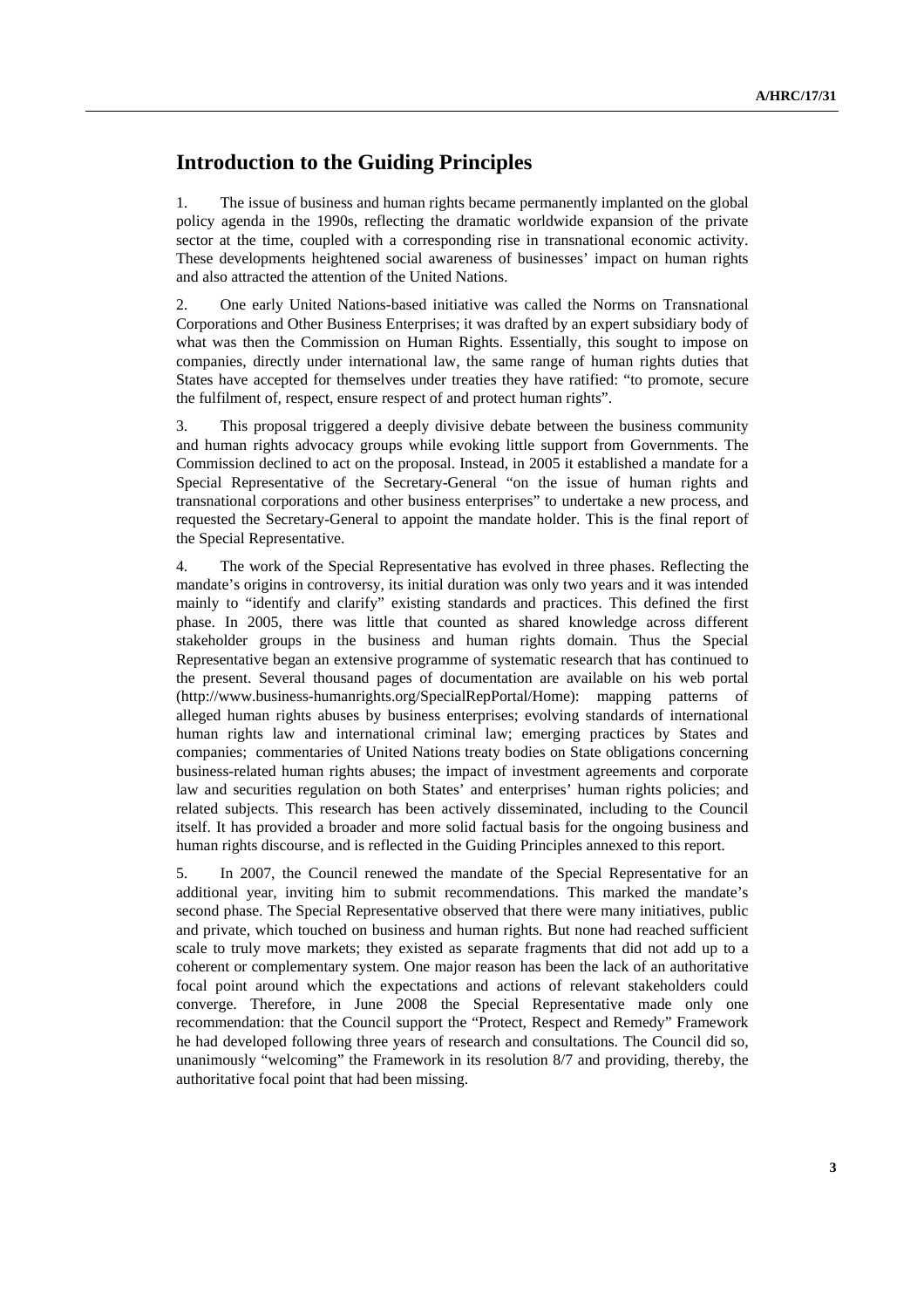## Introduction to the Guiding Principles

1. The issue of business and human rights became permanently implanted on the global policy agenda in the 1990s, reflecting the dramatic worldwide expansion of the private sector at the time, coupled with a corresponding rise in transnational economic activity. These developments heightened social awareness of businesses' impact on human rights and also attracted the attention of the United Nations.

2. One early United Nations-based initiative was called the Norms on Transnational Corporations and Other Business Enterprises; it was drafted by an expert subsidiary body of what was then the Commission on Human Rights. Essentially, this sought to impose on companies, directly under international law, the same range of human rights duties that States have accepted for themselves under treaties they have ratified: "to promote, secure the fulfilment of, respect, ensure respect of and protect human rights".

3. This proposal triggered a deeply divisive debate between the business community and human rights advocacy groups while evoking little support from Governments. The Commission declined to act on the proposal. Instead, in 2005 it established a mandate for a Special Representative of the Secretary-General "on the issue of human rights and transnational corporations and other business enterprises" to undertake a new process, and requested the Secretary-General to appoint the mandate holder. This is the final report of the Special Representative.

4. The work of the Special Representative has evolved in three phases. Reflecting the mandate's origins in controversy, its initial duration was only two years and it was intended mainly to "identify and clarify" existing standards and practices. This defined the first phase. In 2005, there was little that counted as shared knowledge across different stakeholder groups in the business and human rights domain. Thus the Special Representative began an extensive programme of systematic research that has continued to the present. Several thousand pages of documentation are available on his web portal (http://www.business-humanrights.org/SpecialRepPortal/Home): mapping patterns of alleged human rights abuses by business enterprises; evolving standards of international human rights law and international criminal law; emerging practices by States and companies; commentaries of United Nations treaty bodies on State obligations concerning business-related human rights abuses; the impact of investment agreements and corporate law and securities regulation on both States' and enterprises' human rights policies; and related subjects. This research has been actively disseminated, including to the Council itself. It has provided a broader and more solid factual basis for the ongoing business and human rights discourse, and is reflected in the Guiding Principles annexed to this report.

5. In 2007, the Council renewed the mandate of the Special Representative for an additional year, inviting him to submit recommendations. This marked the mandate's second phase. The Special Representative observed that there were many initiatives, public and private, which touched on business and human rights. But none had reached sufficient scale to truly move markets; they existed as separate fragments that did not add up to a coherent or complementary system. One major reason has been the lack of an authoritative focal point around which the expectations and actions of relevant stakeholders could converge. Therefore, in June 2008 the Special Representative made only one recommendation: that the Council support the "Protect, Respect and Remedy" Framework he had developed following three years of research and consultations. The Council did so, unanimously "welcoming" the Framework in its resolution 8/7 and providing, thereby, the authoritative focal point that had been missing.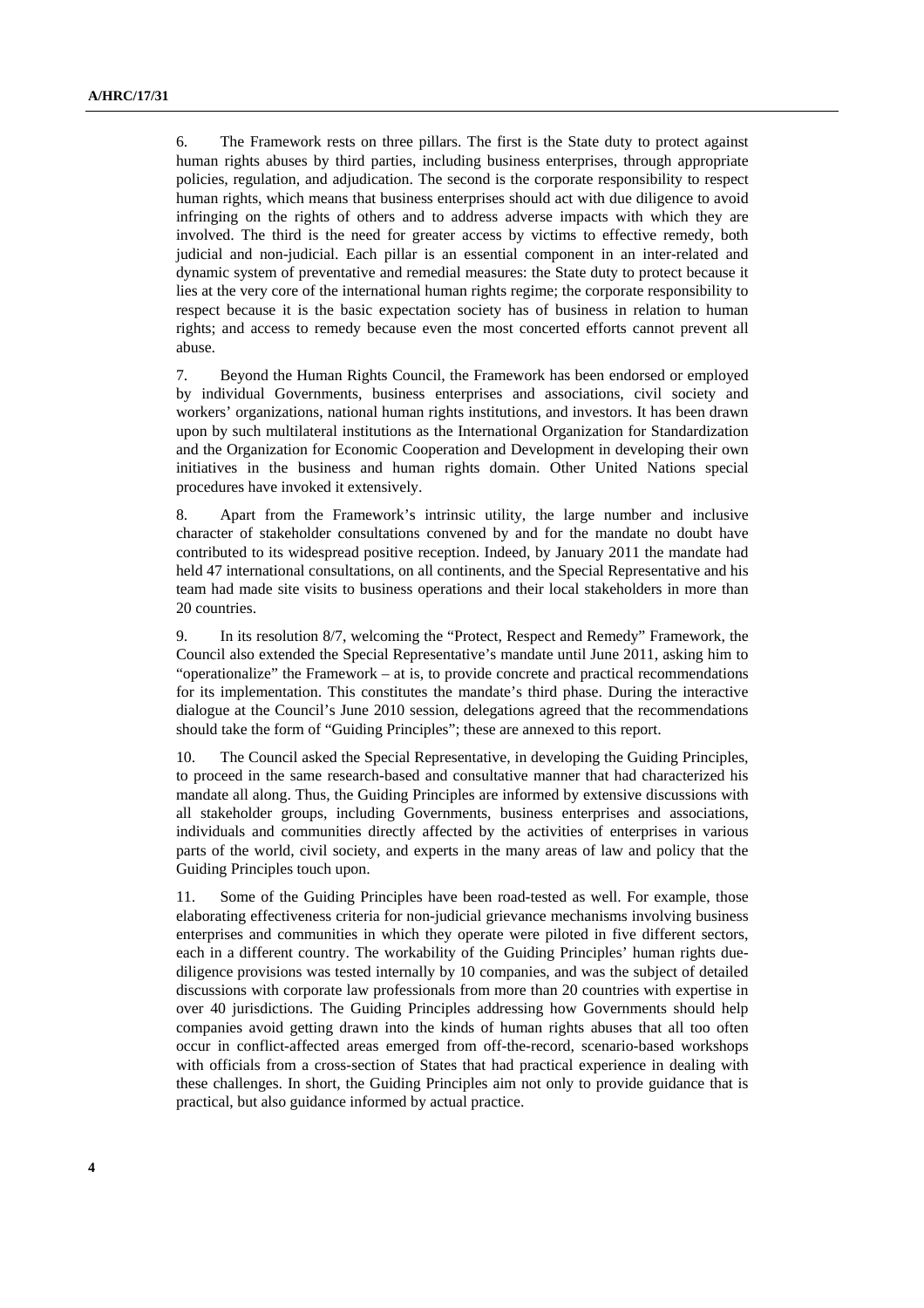6. The Framework rests on three pillars. The first is the State duty to protect against human rights abuses by third parties, including business enterprises, through appropriate policies, regulation, and adjudication. The second is the corporate responsibility to respect human rights, which means that business enterprises should act with due diligence to avoid infringing on the rights of others and to address adverse impacts with which they are involved. The third is the need for greater access by victims to effective remedy, both judicial and non-judicial. Each pillar is an essential component in an inter-related and dynamic system of preventative and remedial measures: the State duty to protect because it lies at the very core of the international human rights regime; the corporate responsibility to respect because it is the basic expectation society has of business in relation to human rights; and access to remedy because even the most concerted efforts cannot prevent all abuse.

7. Beyond the Human Rights Council, the Framework has been endorsed or employed by individual Governments, business enterprises and associations, civil society and workers' organizations, national human rights institutions, and investors. It has been drawn upon by such multilateral institutions as the International Organization for Standardization and the Organization for Economic Cooperation and Development in developing their own initiatives in the business and human rights domain. Other United Nations special procedures have invoked it extensively.

8. Apart from the Framework's intrinsic utility, the large number and inclusive character of stakeholder consultations convened by and for the mandate no doubt have contributed to its widespread positive reception. Indeed, by January 2011 the mandate had held 47 international consultations, on all continents, and the Special Representative and his team had made site visits to business operations and their local stakeholders in more than 20 countries.

9. In its resolution 8/7, welcoming the "Protect, Respect and Remedy" Framework, the Council also extended the Special Representative's mandate until June 2011, asking him to "operationalize" the Framework – at is, to provide concrete and practical recommendations for its implementation. This constitutes the mandate's third phase. During the interactive dialogue at the Council's June 2010 session, delegations agreed that the recommendations should take the form of "Guiding Principles"; these are annexed to this report.

10. The Council asked the Special Representative, in developing the Guiding Principles, to proceed in the same research-based and consultative manner that had characterized his mandate all along. Thus, the Guiding Principles are informed by extensive discussions with all stakeholder groups, including Governments, business enterprises and associations, individuals and communities directly affected by the activities of enterprises in various parts of the world, civil society, and experts in the many areas of law and policy that the Guiding Principles touch upon.

11. Some of the Guiding Principles have been road-tested as well. For example, those elaborating effectiveness criteria for non-judicial grievance mechanisms involving business enterprises and communities in which they operate were piloted in five different sectors, each in a different country. The workability of the Guiding Principles' human rights due-diligence provisions was tested internally by 10 companies, and was the subject of detailed discussions with corporate law professionals from more than 20 countries with expertise in over 40 jurisdictions. The Guiding Principles addressing how Governments should help companies avoid getting drawn into the kinds of human rights abuses that all too often occur in conflict-affected areas emerged from off-the-record, scenario-based workshops with officials from a cross-section of States that had practical experience in dealing with these challenges. In short, the Guiding Principles aim not only to provide guidance that is practical, but also guidance informed by actual practice.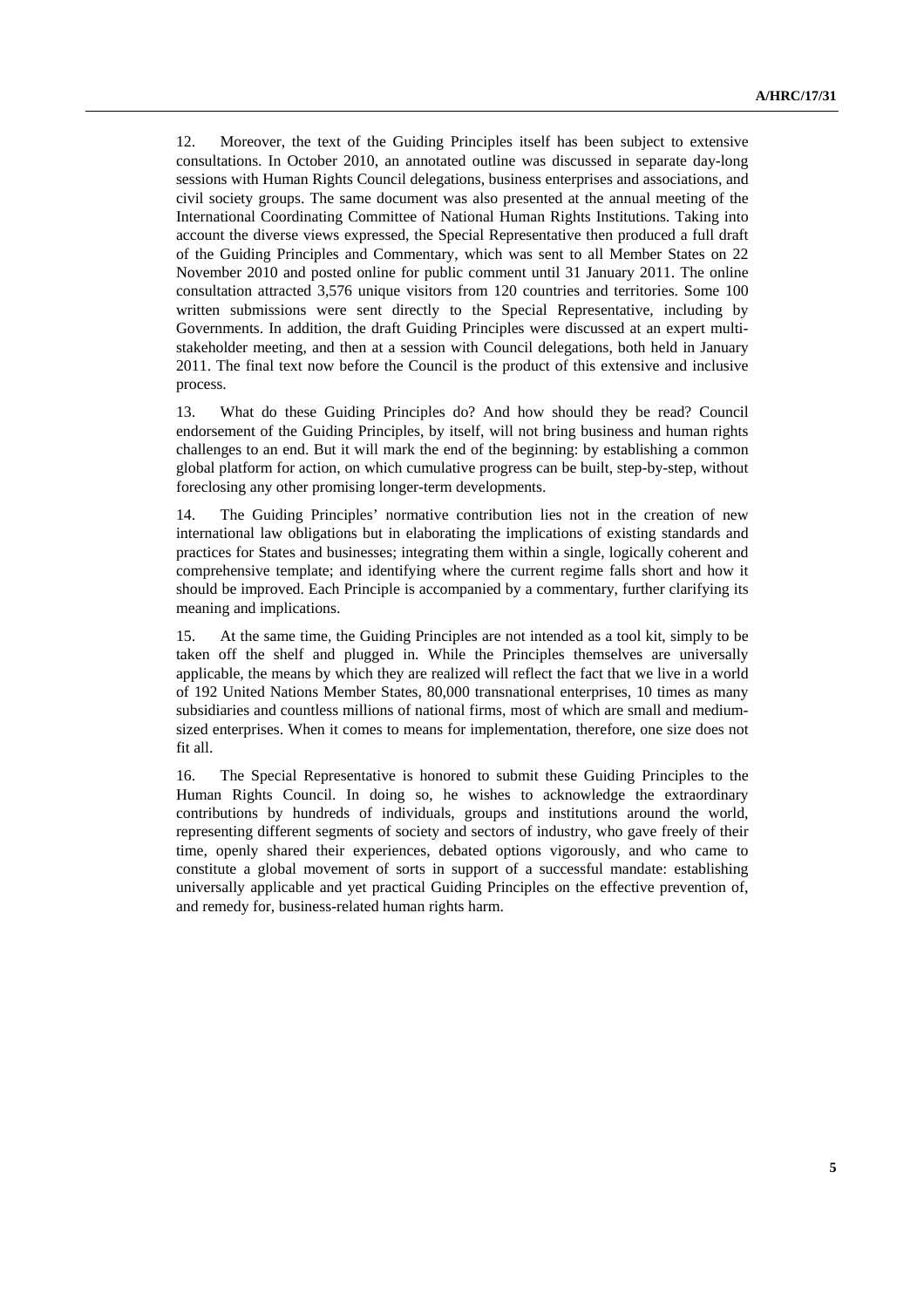12. Moreover, the text of the Guiding Principles itself has been subject to extensive consultations. In October 2010, an annotated outline was discussed in separate day-long sessions with Human Rights Council delegations, business enterprises and associations, and civil society groups. The same document was also presented at the annual meeting of the International Coordinating Committee of National Human Rights Institutions. Taking into account the diverse views expressed, the Special Representative then produced a full draft of the Guiding Principles and Commentary, which was sent to all Member States on 22 November 2010 and posted online for public comment until 31 January 2011. The online consultation attracted 3,576 unique visitors from 120 countries and territories. Some 100 written submissions were sent directly to the Special Representative, including by Governments. In addition, the draft Guiding Principles were discussed at an expert multi-stakeholder meeting, and then at a session with Council delegations, both held in January 2011. The final text now before the Council is the product of this extensive and inclusive process.

13. What do these Guiding Principles do? And how should they be read? Council endorsement of the Guiding Principles, by itself, will not bring business and human rights challenges to an end. But it will mark the end of the beginning: by establishing a common global platform for action, on which cumulative progress can be built, step-by-step, without foreclosing any other promising longer-term developments.

14. The Guiding Principles' normative contribution lies not in the creation of new international law obligations but in elaborating the implications of existing standards and practices for States and businesses; integrating them within a single, logically coherent and comprehensive template; and identifying where the current regime falls short and how it should be improved. Each Principle is accompanied by a commentary, further clarifying its meaning and implications.

15. At the same time, the Guiding Principles are not intended as a tool kit, simply to be taken off the shelf and plugged in. While the Principles themselves are universally applicable, the means by which they are realized will reflect the fact that we live in a world of 192 United Nations Member States, 80,000 transnational enterprises, 10 times as many subsidiaries and countless millions of national firms, most of which are small and medium-sized enterprises. When it comes to means for implementation, therefore, one size does not fit all.

16. The Special Representative is honored to submit these Guiding Principles to the Human Rights Council. In doing so, he wishes to acknowledge the extraordinary contributions by hundreds of individuals, groups and institutions around the world, representing different segments of society and sectors of industry, who gave freely of their time, openly shared their experiences, debated options vigorously, and who came to constitute a global movement of sorts in support of a successful mandate: establishing universally applicable and yet practical Guiding Principles on the effective prevention of, and remedy for, business-related human rights harm.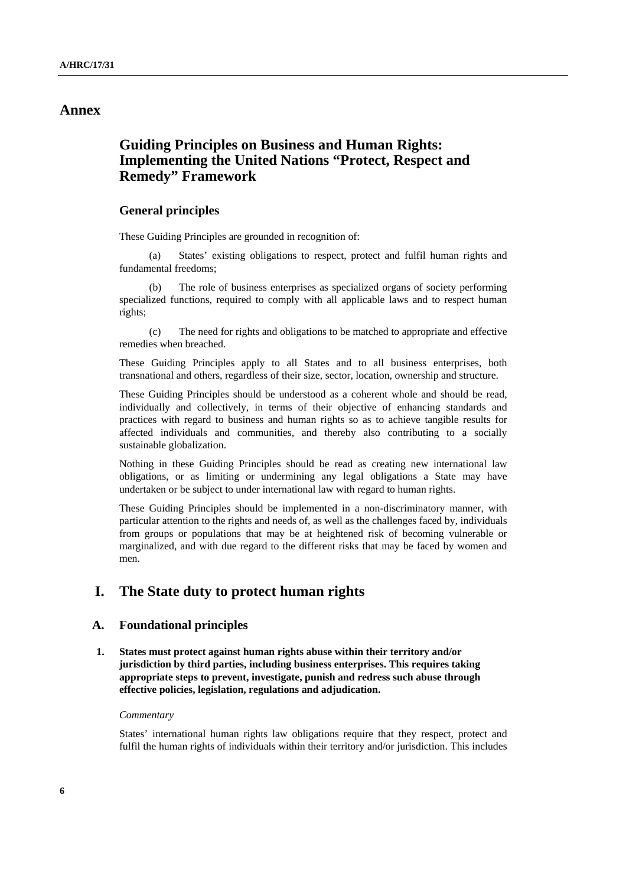# Annex

## Guiding Principles on Business and Human Rights: Implementing the United Nations "Protect, Respect and Remedy" Framework

### General principles

These Guiding Principles are grounded in recognition of:

(a) States' existing obligations to respect, protect and fulfil human rights and fundamental freedoms;

(b) The role of business enterprises as specialized organs of society performing specialized functions, required to comply with all applicable laws and to respect human rights;

(c) The need for rights and obligations to be matched to appropriate and effective remedies when breached.

These Guiding Principles apply to all States and to all business enterprises, both transnational and others, regardless of their size, sector, location, ownership and structure.

These Guiding Principles should be understood as a coherent whole and should be read, individually and collectively, in terms of their objective of enhancing standards and practices with regard to business and human rights so as to achieve tangible results for affected individuals and communities, and thereby also contributing to a socially sustainable globalization.

Nothing in these Guiding Principles should be read as creating new international law obligations, or as limiting or undermining any legal obligations a State may have undertaken or be subject to under international law with regard to human rights.

These Guiding Principles should be implemented in a non-discriminatory manner, with particular attention to the rights and needs of, as well as the challenges faced by, individuals from groups or populations that may be at heightened risk of becoming vulnerable or marginalized, and with due regard to the different risks that may be faced by women and men.

## I. The State duty to protect human rights

### A. Foundational principles

**1. States must protect against human rights abuse within their territory and/or jurisdiction by third parties, including business enterprises. This requires taking appropriate steps to prevent, investigate, punish and redress such abuse through effective policies, legislation, regulations and adjudication.**

*Commentary*

States' international human rights law obligations require that they respect, protect and fulfil the human rights of individuals within their territory and/or jurisdiction. This includes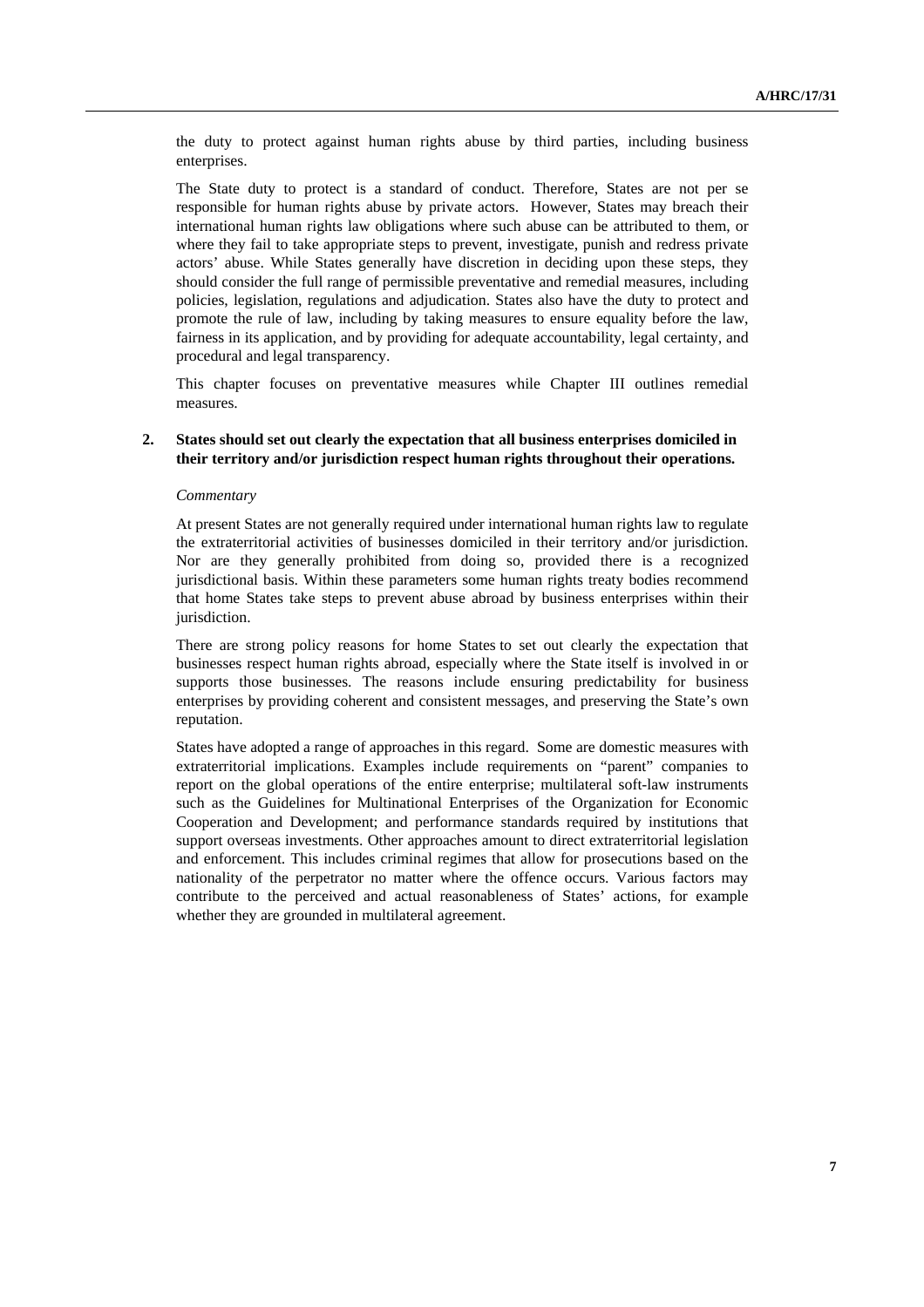the duty to protect against human rights abuse by third parties, including business enterprises.

The State duty to protect is a standard of conduct. Therefore, States are not per se responsible for human rights abuse by private actors. However, States may breach their international human rights law obligations where such abuse can be attributed to them, or where they fail to take appropriate steps to prevent, investigate, punish and redress private actors' abuse. While States generally have discretion in deciding upon these steps, they should consider the full range of permissible preventative and remedial measures, including policies, legislation, regulations and adjudication. States also have the duty to protect and promote the rule of law, including by taking measures to ensure equality before the law, fairness in its application, and by providing for adequate accountability, legal certainty, and procedural and legal transparency.

This chapter focuses on preventative measures while Chapter III outlines remedial measures.

**2. States should set out clearly the expectation that all business enterprises domiciled in their territory and/or jurisdiction respect human rights throughout their operations.**

*Commentary*

At present States are not generally required under international human rights law to regulate the extraterritorial activities of businesses domiciled in their territory and/or jurisdiction. Nor are they generally prohibited from doing so, provided there is a recognized jurisdictional basis. Within these parameters some human rights treaty bodies recommend that home States take steps to prevent abuse abroad by business enterprises within their jurisdiction.

There are strong policy reasons for home States to set out clearly the expectation that businesses respect human rights abroad, especially where the State itself is involved in or supports those businesses. The reasons include ensuring predictability for business enterprises by providing coherent and consistent messages, and preserving the State's own reputation.

States have adopted a range of approaches in this regard. Some are domestic measures with extraterritorial implications. Examples include requirements on "parent" companies to report on the global operations of the entire enterprise; multilateral soft-law instruments such as the Guidelines for Multinational Enterprises of the Organization for Economic Cooperation and Development; and performance standards required by institutions that support overseas investments. Other approaches amount to direct extraterritorial legislation and enforcement. This includes criminal regimes that allow for prosecutions based on the nationality of the perpetrator no matter where the offence occurs. Various factors may contribute to the perceived and actual reasonableness of States' actions, for example whether they are grounded in multilateral agreement.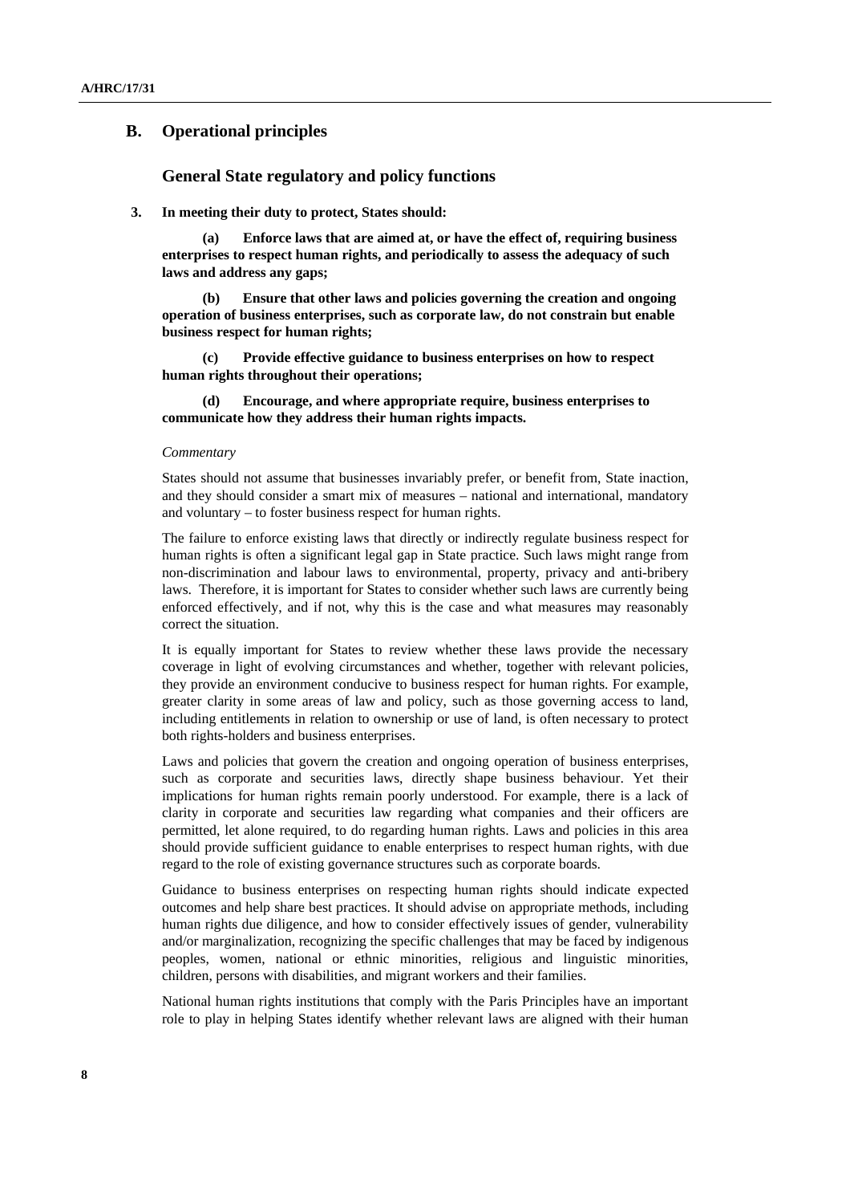## B. Operational principles

### General State regulatory and policy functions

**3. In meeting their duty to protect, States should:**

**(a) Enforce laws that are aimed at, or have the effect of, requiring business enterprises to respect human rights, and periodically to assess the adequacy of such laws and address any gaps;**

**(b) Ensure that other laws and policies governing the creation and ongoing operation of business enterprises, such as corporate law, do not constrain but enable business respect for human rights;**

**(c) Provide effective guidance to business enterprises on how to respect human rights throughout their operations;**

**(d) Encourage, and where appropriate require, business enterprises to communicate how they address their human rights impacts.**

*Commentary*

States should not assume that businesses invariably prefer, or benefit from, State inaction, and they should consider a smart mix of measures – national and international, mandatory and voluntary – to foster business respect for human rights.

The failure to enforce existing laws that directly or indirectly regulate business respect for human rights is often a significant legal gap in State practice. Such laws might range from non-discrimination and labour laws to environmental, property, privacy and anti-bribery laws. Therefore, it is important for States to consider whether such laws are currently being enforced effectively, and if not, why this is the case and what measures may reasonably correct the situation.

It is equally important for States to review whether these laws provide the necessary coverage in light of evolving circumstances and whether, together with relevant policies, they provide an environment conducive to business respect for human rights. For example, greater clarity in some areas of law and policy, such as those governing access to land, including entitlements in relation to ownership or use of land, is often necessary to protect both rights-holders and business enterprises.

Laws and policies that govern the creation and ongoing operation of business enterprises, such as corporate and securities laws, directly shape business behaviour. Yet their implications for human rights remain poorly understood. For example, there is a lack of clarity in corporate and securities law regarding what companies and their officers are permitted, let alone required, to do regarding human rights. Laws and policies in this area should provide sufficient guidance to enable enterprises to respect human rights, with due regard to the role of existing governance structures such as corporate boards.

Guidance to business enterprises on respecting human rights should indicate expected outcomes and help share best practices. It should advise on appropriate methods, including human rights due diligence, and how to consider effectively issues of gender, vulnerability and/or marginalization, recognizing the specific challenges that may be faced by indigenous peoples, women, national or ethnic minorities, religious and linguistic minorities, children, persons with disabilities, and migrant workers and their families.

National human rights institutions that comply with the Paris Principles have an important role to play in helping States identify whether relevant laws are aligned with their human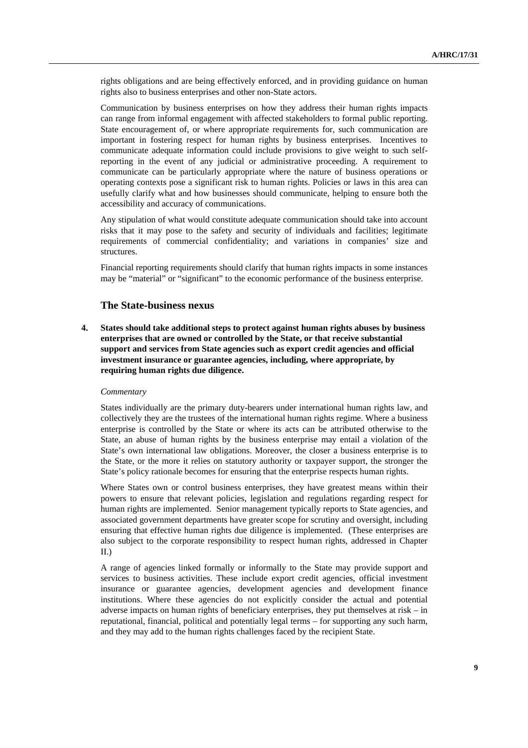rights obligations and are being effectively enforced, and in providing guidance on human rights also to business enterprises and other non-State actors.

Communication by business enterprises on how they address their human rights impacts can range from informal engagement with affected stakeholders to formal public reporting. State encouragement of, or where appropriate requirements for, such communication are important in fostering respect for human rights by business enterprises. Incentives to communicate adequate information could include provisions to give weight to such self-reporting in the event of any judicial or administrative proceeding. A requirement to communicate can be particularly appropriate where the nature of business operations or operating contexts pose a significant risk to human rights. Policies or laws in this area can usefully clarify what and how businesses should communicate, helping to ensure both the accessibility and accuracy of communications.

Any stipulation of what would constitute adequate communication should take into account risks that it may pose to the safety and security of individuals and facilities; legitimate requirements of commercial confidentiality; and variations in companies' size and structures.

Financial reporting requirements should clarify that human rights impacts in some instances may be "material" or "significant" to the economic performance of the business enterprise.

### The State-business nexus

**4. States should take additional steps to protect against human rights abuses by business enterprises that are owned or controlled by the State, or that receive substantial support and services from State agencies such as export credit agencies and official investment insurance or guarantee agencies, including, where appropriate, by requiring human rights due diligence.**

*Commentary*

States individually are the primary duty-bearers under international human rights law, and collectively they are the trustees of the international human rights regime. Where a business enterprise is controlled by the State or where its acts can be attributed otherwise to the State, an abuse of human rights by the business enterprise may entail a violation of the State's own international law obligations. Moreover, the closer a business enterprise is to the State, or the more it relies on statutory authority or taxpayer support, the stronger the State's policy rationale becomes for ensuring that the enterprise respects human rights.

Where States own or control business enterprises, they have greatest means within their powers to ensure that relevant policies, legislation and regulations regarding respect for human rights are implemented. Senior management typically reports to State agencies, and associated government departments have greater scope for scrutiny and oversight, including ensuring that effective human rights due diligence is implemented. (These enterprises are also subject to the corporate responsibility to respect human rights, addressed in Chapter II.)

A range of agencies linked formally or informally to the State may provide support and services to business activities. These include export credit agencies, official investment insurance or guarantee agencies, development agencies and development finance institutions. Where these agencies do not explicitly consider the actual and potential adverse impacts on human rights of beneficiary enterprises, they put themselves at risk – in reputational, financial, political and potentially legal terms – for supporting any such harm, and they may add to the human rights challenges faced by the recipient State.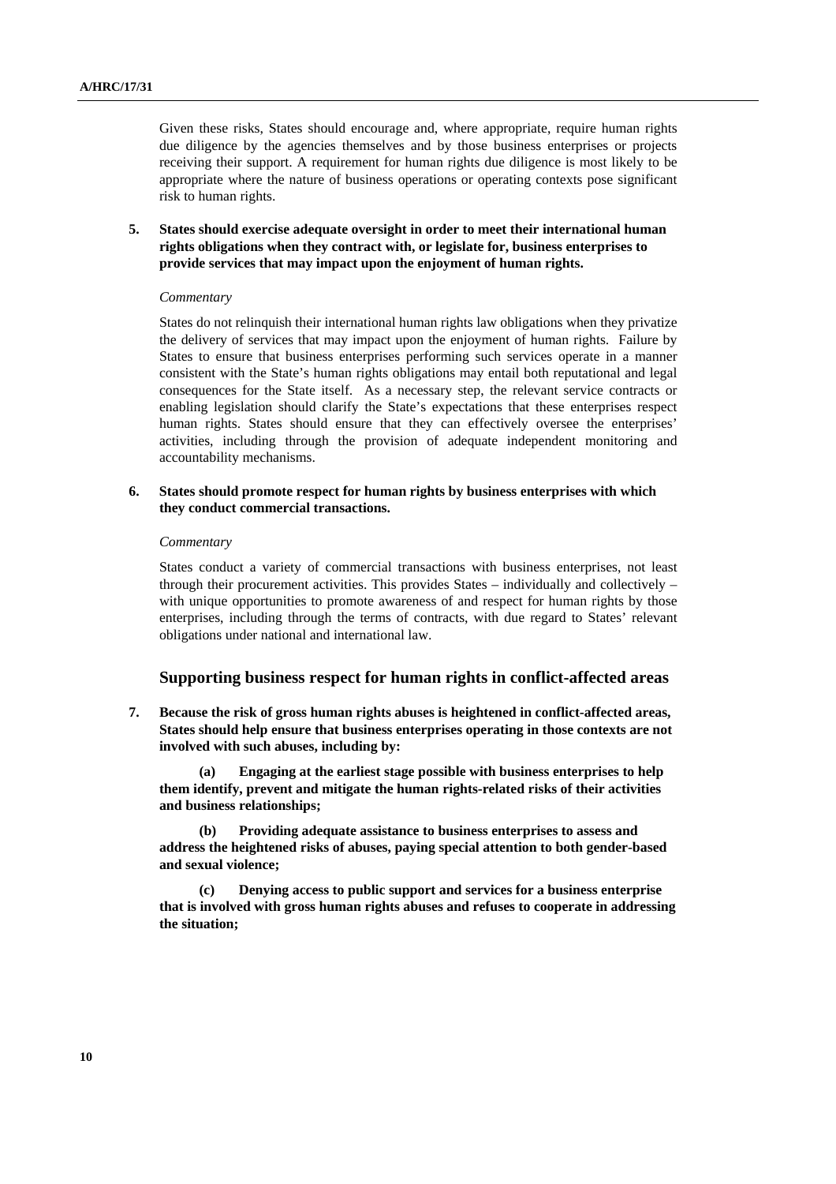Given these risks, States should encourage and, where appropriate, require human rights due diligence by the agencies themselves and by those business enterprises or projects receiving their support. A requirement for human rights due diligence is most likely to be appropriate where the nature of business operations or operating contexts pose significant risk to human rights.

**5. States should exercise adequate oversight in order to meet their international human rights obligations when they contract with, or legislate for, business enterprises to provide services that may impact upon the enjoyment of human rights.**

*Commentary*

States do not relinquish their international human rights law obligations when they privatize the delivery of services that may impact upon the enjoyment of human rights. Failure by States to ensure that business enterprises performing such services operate in a manner consistent with the State's human rights obligations may entail both reputational and legal consequences for the State itself. As a necessary step, the relevant service contracts or enabling legislation should clarify the State's expectations that these enterprises respect human rights. States should ensure that they can effectively oversee the enterprises' activities, including through the provision of adequate independent monitoring and accountability mechanisms.

**6. States should promote respect for human rights by business enterprises with which they conduct commercial transactions.**

*Commentary*

States conduct a variety of commercial transactions with business enterprises, not least through their procurement activities. This provides States – individually and collectively – with unique opportunities to promote awareness of and respect for human rights by those enterprises, including through the terms of contracts, with due regard to States' relevant obligations under national and international law.

## Supporting business respect for human rights in conflict-affected areas

**7. Because the risk of gross human rights abuses is heightened in conflict-affected areas, States should help ensure that business enterprises operating in those contexts are not involved with such abuses, including by:**

**(a) Engaging at the earliest stage possible with business enterprises to help them identify, prevent and mitigate the human rights-related risks of their activities and business relationships;**

**(b) Providing adequate assistance to business enterprises to assess and address the heightened risks of abuses, paying special attention to both gender-based and sexual violence;**

**(c) Denying access to public support and services for a business enterprise that is involved with gross human rights abuses and refuses to cooperate in addressing the situation;**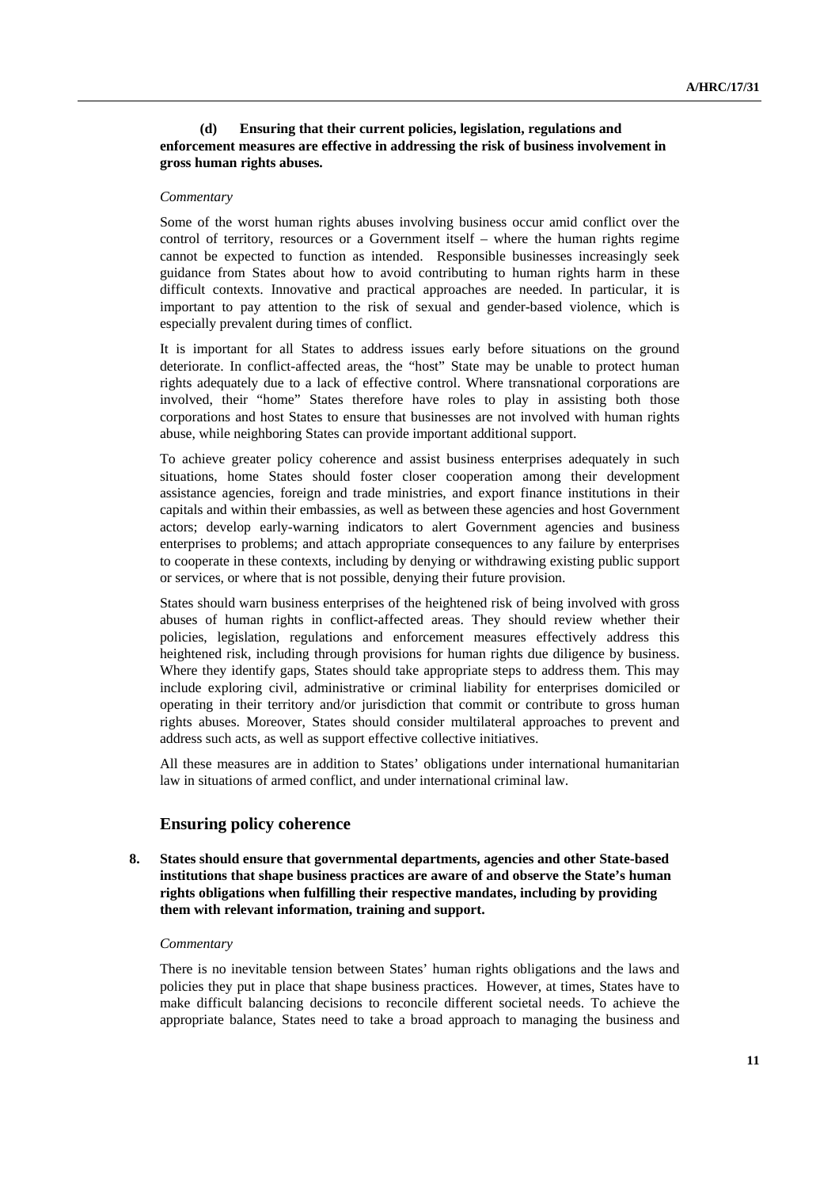**(d) Ensuring that their current policies, legislation, regulations and enforcement measures are effective in addressing the risk of business involvement in gross human rights abuses.**

*Commentary*

Some of the worst human rights abuses involving business occur amid conflict over the control of territory, resources or a Government itself – where the human rights regime cannot be expected to function as intended. Responsible businesses increasingly seek guidance from States about how to avoid contributing to human rights harm in these difficult contexts. Innovative and practical approaches are needed. In particular, it is important to pay attention to the risk of sexual and gender-based violence, which is especially prevalent during times of conflict.

It is important for all States to address issues early before situations on the ground deteriorate. In conflict-affected areas, the "host" State may be unable to protect human rights adequately due to a lack of effective control. Where transnational corporations are involved, their "home" States therefore have roles to play in assisting both those corporations and host States to ensure that businesses are not involved with human rights abuse, while neighboring States can provide important additional support.

To achieve greater policy coherence and assist business enterprises adequately in such situations, home States should foster closer cooperation among their development assistance agencies, foreign and trade ministries, and export finance institutions in their capitals and within their embassies, as well as between these agencies and host Government actors; develop early-warning indicators to alert Government agencies and business enterprises to problems; and attach appropriate consequences to any failure by enterprises to cooperate in these contexts, including by denying or withdrawing existing public support or services, or where that is not possible, denying their future provision.

States should warn business enterprises of the heightened risk of being involved with gross abuses of human rights in conflict-affected areas. They should review whether their policies, legislation, regulations and enforcement measures effectively address this heightened risk, including through provisions for human rights due diligence by business. Where they identify gaps, States should take appropriate steps to address them. This may include exploring civil, administrative or criminal liability for enterprises domiciled or operating in their territory and/or jurisdiction that commit or contribute to gross human rights abuses. Moreover, States should consider multilateral approaches to prevent and address such acts, as well as support effective collective initiatives.

All these measures are in addition to States' obligations under international humanitarian law in situations of armed conflict, and under international criminal law.

## Ensuring policy coherence

**8. States should ensure that governmental departments, agencies and other State-based institutions that shape business practices are aware of and observe the State's human rights obligations when fulfilling their respective mandates, including by providing them with relevant information, training and support.**

*Commentary*

There is no inevitable tension between States' human rights obligations and the laws and policies they put in place that shape business practices. However, at times, States have to make difficult balancing decisions to reconcile different societal needs. To achieve the appropriate balance, States need to take a broad approach to managing the business and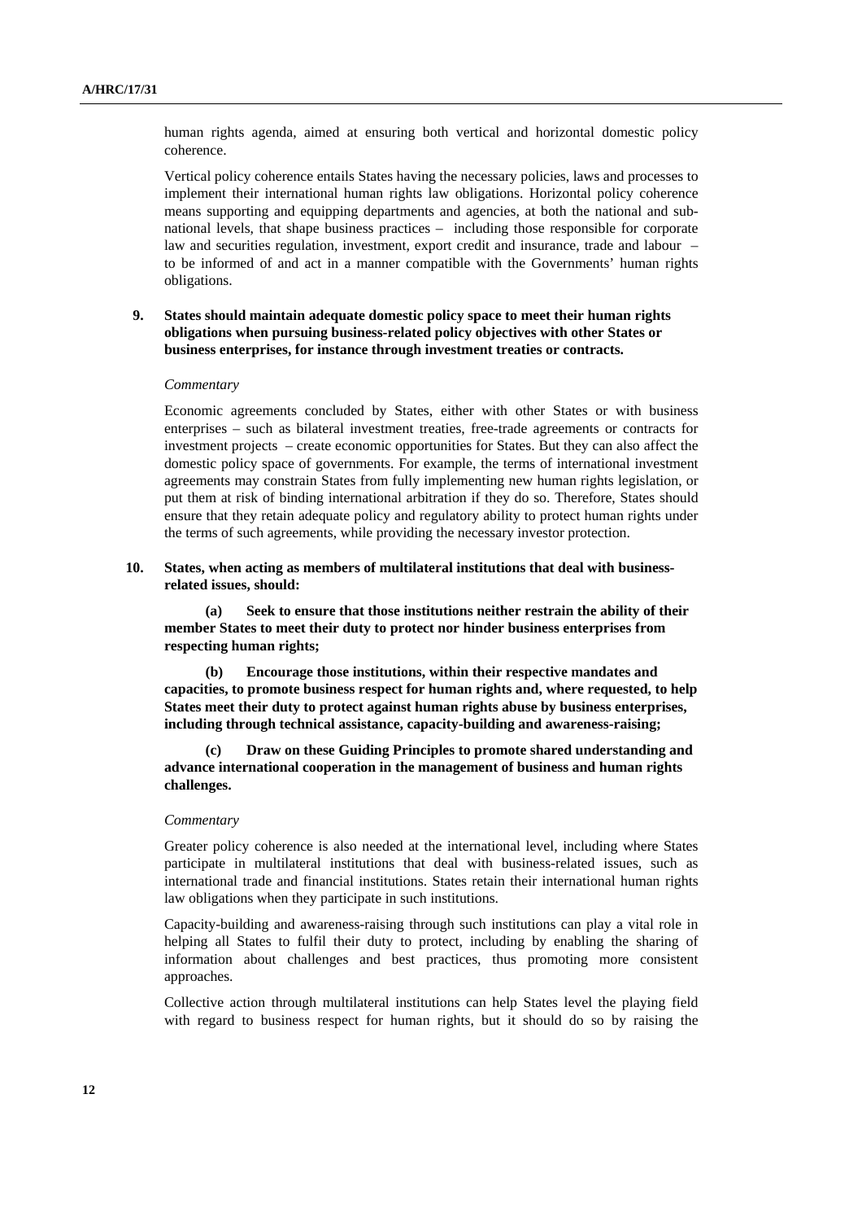human rights agenda, aimed at ensuring both vertical and horizontal domestic policy coherence.

Vertical policy coherence entails States having the necessary policies, laws and processes to implement their international human rights law obligations. Horizontal policy coherence means supporting and equipping departments and agencies, at both the national and subnational levels, that shape business practices – including those responsible for corporate law and securities regulation, investment, export credit and insurance, trade and labour – to be informed of and act in a manner compatible with the Governments' human rights obligations.

**9. States should maintain adequate domestic policy space to meet their human rights obligations when pursuing business-related policy objectives with other States or business enterprises, for instance through investment treaties or contracts.**

*Commentary*

Economic agreements concluded by States, either with other States or with business enterprises – such as bilateral investment treaties, free-trade agreements or contracts for investment projects – create economic opportunities for States. But they can also affect the domestic policy space of governments. For example, the terms of international investment agreements may constrain States from fully implementing new human rights legislation, or put them at risk of binding international arbitration if they do so. Therefore, States should ensure that they retain adequate policy and regulatory ability to protect human rights under the terms of such agreements, while providing the necessary investor protection.

**10. States, when acting as members of multilateral institutions that deal with business-related issues, should:**

**(a) Seek to ensure that those institutions neither restrain the ability of their member States to meet their duty to protect nor hinder business enterprises from respecting human rights;**

**(b) Encourage those institutions, within their respective mandates and capacities, to promote business respect for human rights and, where requested, to help States meet their duty to protect against human rights abuse by business enterprises, including through technical assistance, capacity-building and awareness-raising;**

**(c) Draw on these Guiding Principles to promote shared understanding and advance international cooperation in the management of business and human rights challenges.**

*Commentary*

Greater policy coherence is also needed at the international level, including where States participate in multilateral institutions that deal with business-related issues, such as international trade and financial institutions. States retain their international human rights law obligations when they participate in such institutions.

Capacity-building and awareness-raising through such institutions can play a vital role in helping all States to fulfil their duty to protect, including by enabling the sharing of information about challenges and best practices, thus promoting more consistent approaches.

Collective action through multilateral institutions can help States level the playing field with regard to business respect for human rights, but it should do so by raising the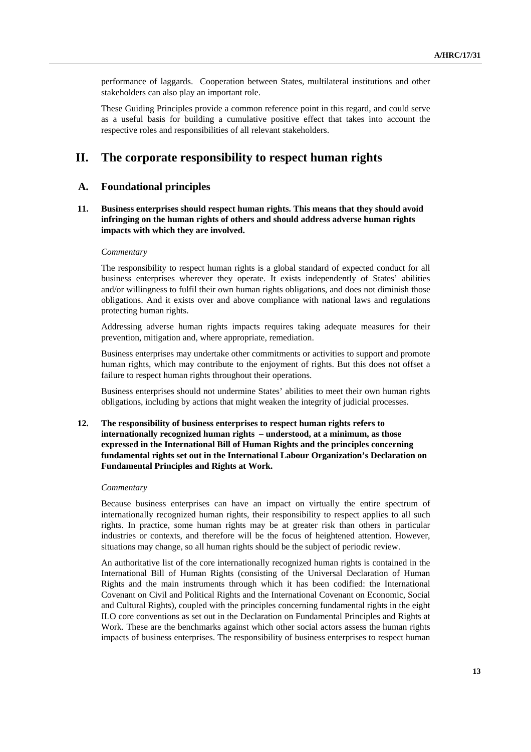performance of laggards. Cooperation between States, multilateral institutions and other stakeholders can also play an important role.

These Guiding Principles provide a common reference point in this regard, and could serve as a useful basis for building a cumulative positive effect that takes into account the respective roles and responsibilities of all relevant stakeholders.

# II. The corporate responsibility to respect human rights

## A. Foundational principles

**11. Business enterprises should respect human rights. This means that they should avoid infringing on the human rights of others and should address adverse human rights impacts with which they are involved.**

*Commentary*

The responsibility to respect human rights is a global standard of expected conduct for all business enterprises wherever they operate. It exists independently of States' abilities and/or willingness to fulfil their own human rights obligations, and does not diminish those obligations. And it exists over and above compliance with national laws and regulations protecting human rights.

Addressing adverse human rights impacts requires taking adequate measures for their prevention, mitigation and, where appropriate, remediation.

Business enterprises may undertake other commitments or activities to support and promote human rights, which may contribute to the enjoyment of rights. But this does not offset a failure to respect human rights throughout their operations.

Business enterprises should not undermine States' abilities to meet their own human rights obligations, including by actions that might weaken the integrity of judicial processes.

**12. The responsibility of business enterprises to respect human rights refers to internationally recognized human rights – understood, at a minimum, as those expressed in the International Bill of Human Rights and the principles concerning fundamental rights set out in the International Labour Organization's Declaration on Fundamental Principles and Rights at Work.**

*Commentary*

Because business enterprises can have an impact on virtually the entire spectrum of internationally recognized human rights, their responsibility to respect applies to all such rights. In practice, some human rights may be at greater risk than others in particular industries or contexts, and therefore will be the focus of heightened attention. However, situations may change, so all human rights should be the subject of periodic review.

An authoritative list of the core internationally recognized human rights is contained in the International Bill of Human Rights (consisting of the Universal Declaration of Human Rights and the main instruments through which it has been codified: the International Covenant on Civil and Political Rights and the International Covenant on Economic, Social and Cultural Rights), coupled with the principles concerning fundamental rights in the eight ILO core conventions as set out in the Declaration on Fundamental Principles and Rights at Work. These are the benchmarks against which other social actors assess the human rights impacts of business enterprises. The responsibility of business enterprises to respect human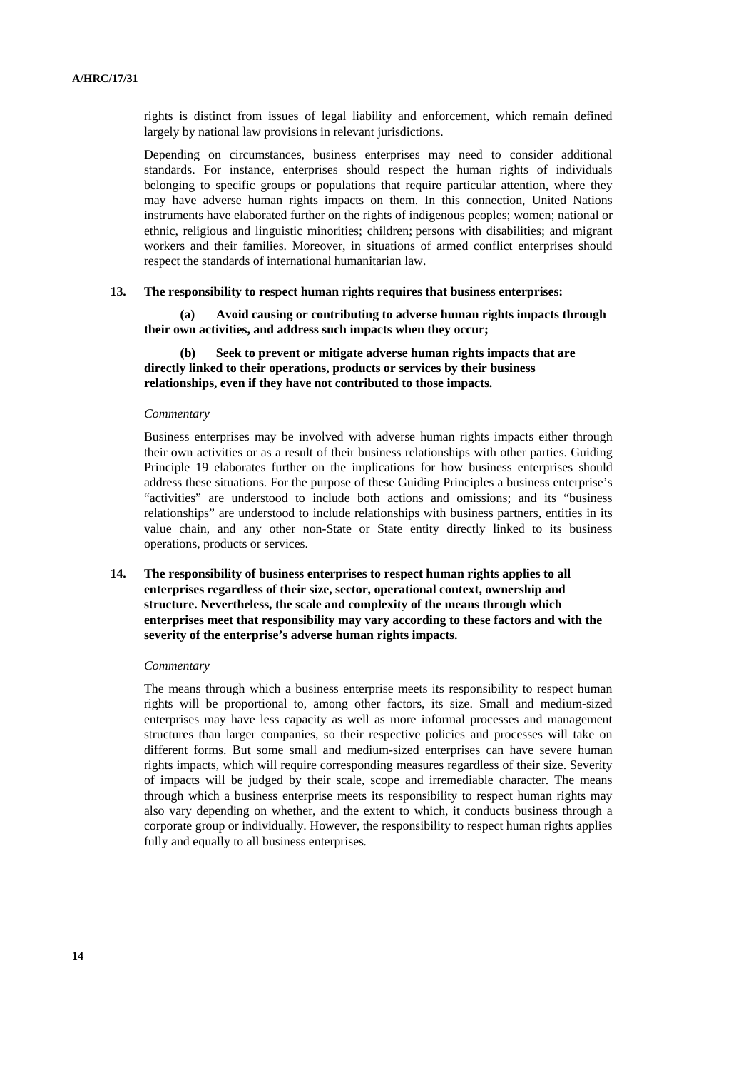rights is distinct from issues of legal liability and enforcement, which remain defined largely by national law provisions in relevant jurisdictions.

Depending on circumstances, business enterprises may need to consider additional standards. For instance, enterprises should respect the human rights of individuals belonging to specific groups or populations that require particular attention, where they may have adverse human rights impacts on them. In this connection, United Nations instruments have elaborated further on the rights of indigenous peoples; women; national or ethnic, religious and linguistic minorities; children; persons with disabilities; and migrant workers and their families. Moreover, in situations of armed conflict enterprises should respect the standards of international humanitarian law.

**13. The responsibility to respect human rights requires that business enterprises:**

**(a) Avoid causing or contributing to adverse human rights impacts through their own activities, and address such impacts when they occur;**

**(b) Seek to prevent or mitigate adverse human rights impacts that are directly linked to their operations, products or services by their business relationships, even if they have not contributed to those impacts.**

*Commentary*

Business enterprises may be involved with adverse human rights impacts either through their own activities or as a result of their business relationships with other parties. Guiding Principle 19 elaborates further on the implications for how business enterprises should address these situations. For the purpose of these Guiding Principles a business enterprise's "activities" are understood to include both actions and omissions; and its "business relationships" are understood to include relationships with business partners, entities in its value chain, and any other non-State or State entity directly linked to its business operations, products or services.

**14. The responsibility of business enterprises to respect human rights applies to all enterprises regardless of their size, sector, operational context, ownership and structure. Nevertheless, the scale and complexity of the means through which enterprises meet that responsibility may vary according to these factors and with the severity of the enterprise's adverse human rights impacts.**

*Commentary*

The means through which a business enterprise meets its responsibility to respect human rights will be proportional to, among other factors, its size. Small and medium-sized enterprises may have less capacity as well as more informal processes and management structures than larger companies, so their respective policies and processes will take on different forms. But some small and medium-sized enterprises can have severe human rights impacts, which will require corresponding measures regardless of their size. Severity of impacts will be judged by their scale, scope and irremediable character. The means through which a business enterprise meets its responsibility to respect human rights may also vary depending on whether, and the extent to which, it conducts business through a corporate group or individually. However, the responsibility to respect human rights applies fully and equally to all business enterprises.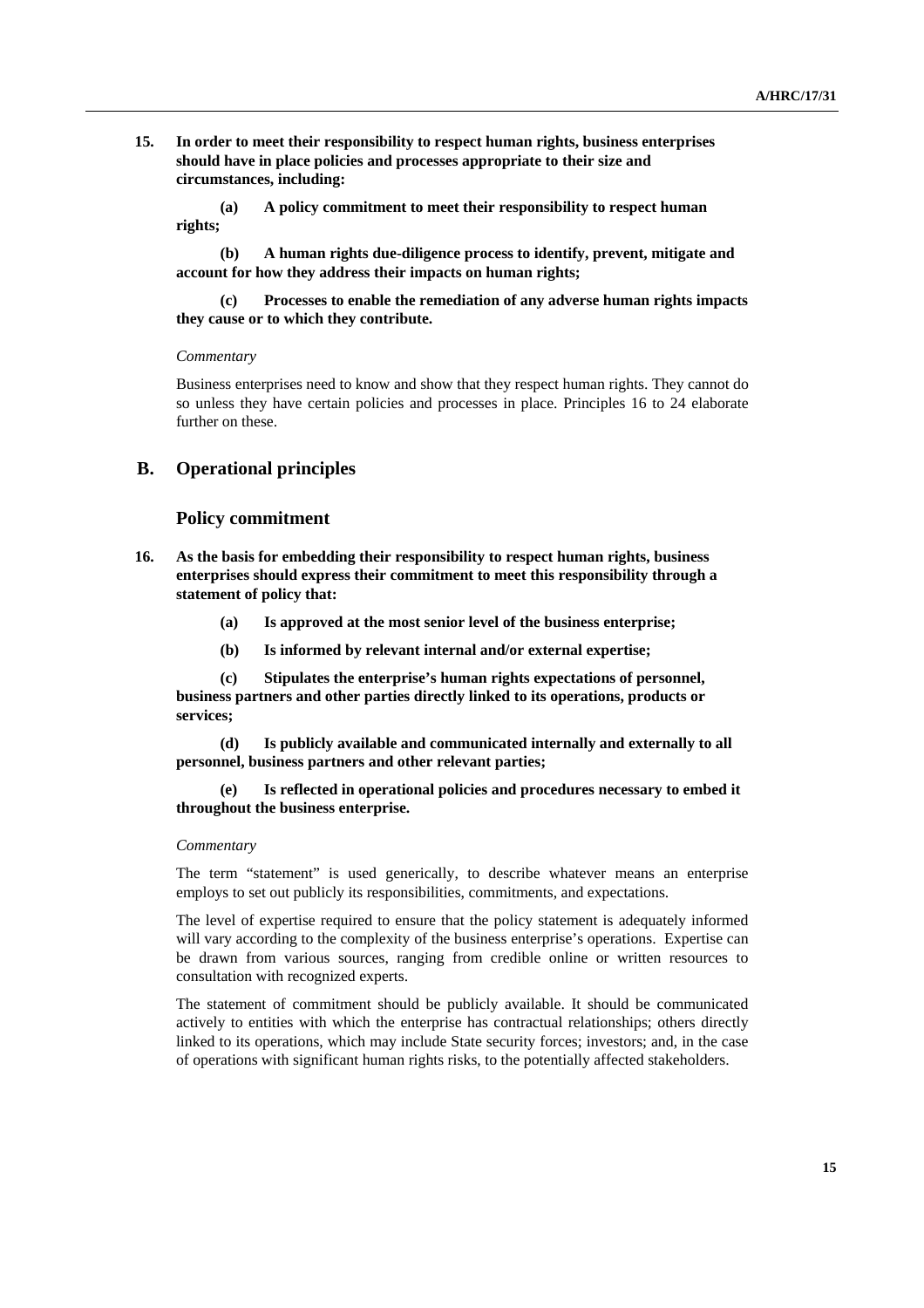**15. In order to meet their responsibility to respect human rights, business enterprises should have in place policies and processes appropriate to their size and circumstances, including:**

**(a) A policy commitment to meet their responsibility to respect human rights;**

**(b) A human rights due-diligence process to identify, prevent, mitigate and account for how they address their impacts on human rights;**

**(c) Processes to enable the remediation of any adverse human rights impacts they cause or to which they contribute.**

*Commentary*

Business enterprises need to know and show that they respect human rights. They cannot do so unless they have certain policies and processes in place. Principles 16 to 24 elaborate further on these.

## B. Operational principles

### Policy commitment

**16. As the basis for embedding their responsibility to respect human rights, business enterprises should express their commitment to meet this responsibility through a statement of policy that:**

**(a) Is approved at the most senior level of the business enterprise;**

**(b) Is informed by relevant internal and/or external expertise;**

**(c) Stipulates the enterprise's human rights expectations of personnel, business partners and other parties directly linked to its operations, products or services;**

**(d) Is publicly available and communicated internally and externally to all personnel, business partners and other relevant parties;**

**(e) Is reflected in operational policies and procedures necessary to embed it throughout the business enterprise.**

*Commentary*

The term "statement" is used generically, to describe whatever means an enterprise employs to set out publicly its responsibilities, commitments, and expectations.

The level of expertise required to ensure that the policy statement is adequately informed will vary according to the complexity of the business enterprise's operations. Expertise can be drawn from various sources, ranging from credible online or written resources to consultation with recognized experts.

The statement of commitment should be publicly available. It should be communicated actively to entities with which the enterprise has contractual relationships; others directly linked to its operations, which may include State security forces; investors; and, in the case of operations with significant human rights risks, to the potentially affected stakeholders.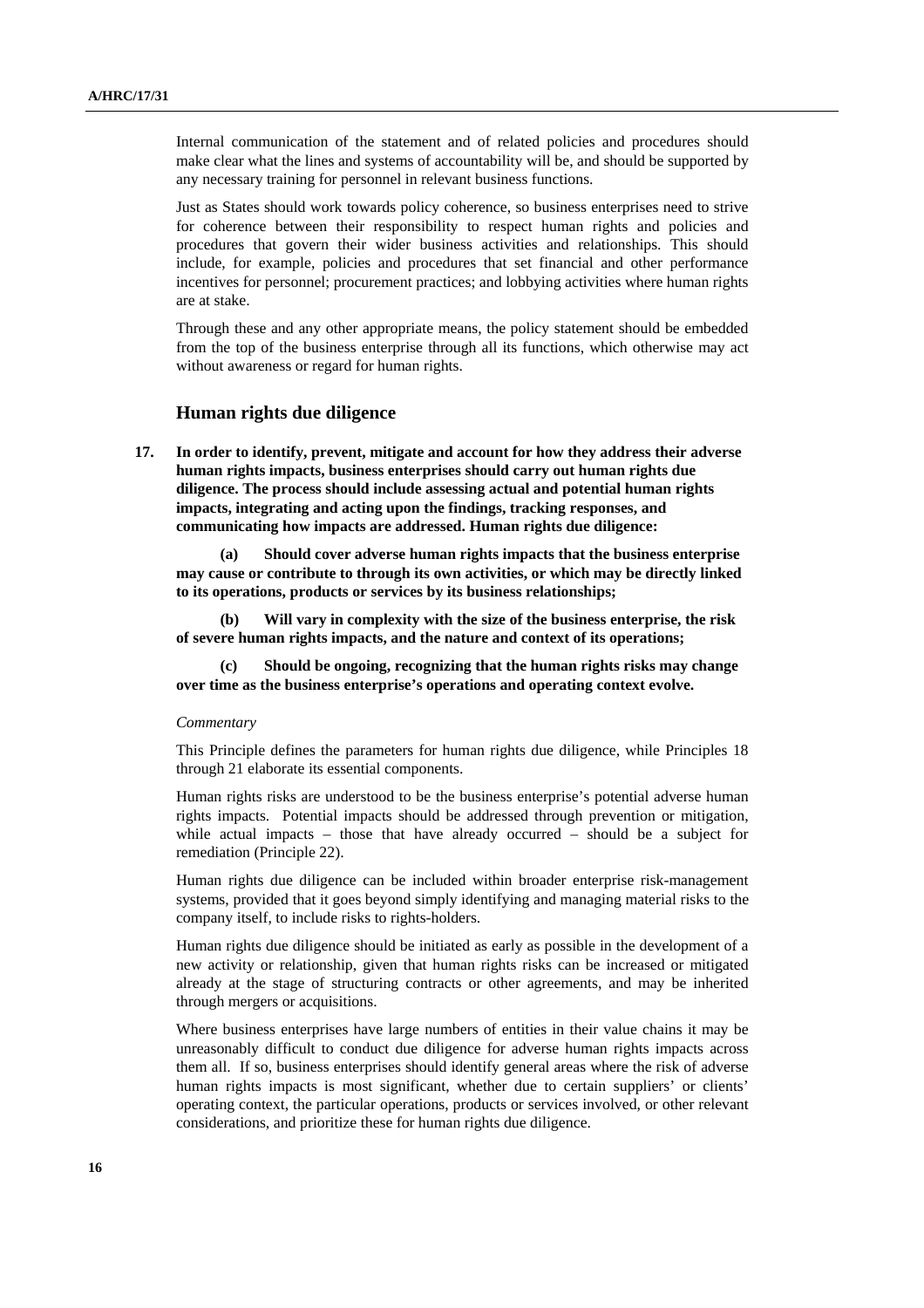Internal communication of the statement and of related policies and procedures should make clear what the lines and systems of accountability will be, and should be supported by any necessary training for personnel in relevant business functions.

Just as States should work towards policy coherence, so business enterprises need to strive for coherence between their responsibility to respect human rights and policies and procedures that govern their wider business activities and relationships. This should include, for example, policies and procedures that set financial and other performance incentives for personnel; procurement practices; and lobbying activities where human rights are at stake.

Through these and any other appropriate means, the policy statement should be embedded from the top of the business enterprise through all its functions, which otherwise may act without awareness or regard for human rights.

### Human rights due diligence

**17. In order to identify, prevent, mitigate and account for how they address their adverse human rights impacts, business enterprises should carry out human rights due diligence. The process should include assessing actual and potential human rights impacts, integrating and acting upon the findings, tracking responses, and communicating how impacts are addressed. Human rights due diligence:**

**(a) Should cover adverse human rights impacts that the business enterprise may cause or contribute to through its own activities, or which may be directly linked to its operations, products or services by its business relationships;**

**(b) Will vary in complexity with the size of the business enterprise, the risk of severe human rights impacts, and the nature and context of its operations;**

**(c) Should be ongoing, recognizing that the human rights risks may change over time as the business enterprise's operations and operating context evolve.**

*Commentary*

This Principle defines the parameters for human rights due diligence, while Principles 18 through 21 elaborate its essential components.

Human rights risks are understood to be the business enterprise's potential adverse human rights impacts. Potential impacts should be addressed through prevention or mitigation, while actual impacts – those that have already occurred – should be a subject for remediation (Principle 22).

Human rights due diligence can be included within broader enterprise risk-management systems, provided that it goes beyond simply identifying and managing material risks to the company itself, to include risks to rights-holders.

Human rights due diligence should be initiated as early as possible in the development of a new activity or relationship, given that human rights risks can be increased or mitigated already at the stage of structuring contracts or other agreements, and may be inherited through mergers or acquisitions.

Where business enterprises have large numbers of entities in their value chains it may be unreasonably difficult to conduct due diligence for adverse human rights impacts across them all. If so, business enterprises should identify general areas where the risk of adverse human rights impacts is most significant, whether due to certain suppliers' or clients' operating context, the particular operations, products or services involved, or other relevant considerations, and prioritize these for human rights due diligence.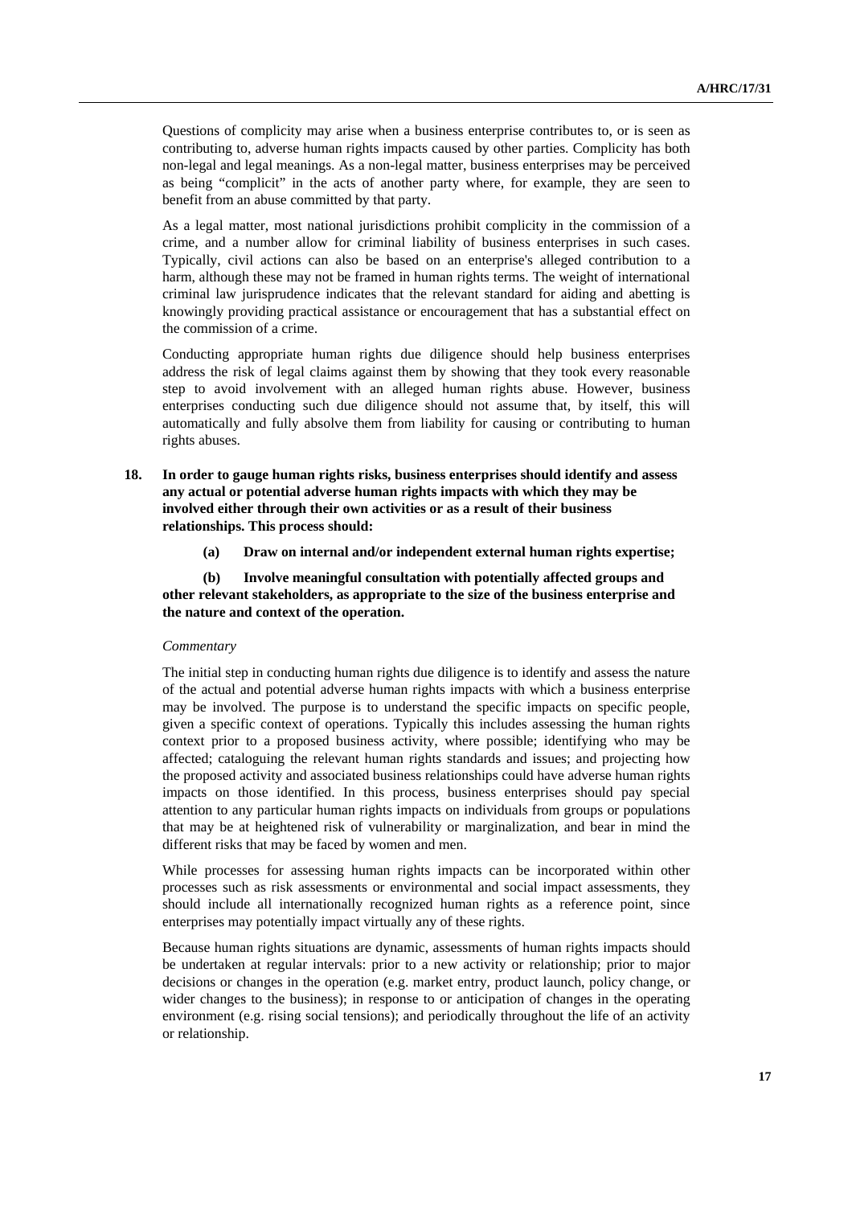Questions of complicity may arise when a business enterprise contributes to, or is seen as contributing to, adverse human rights impacts caused by other parties. Complicity has both non-legal and legal meanings. As a non-legal matter, business enterprises may be perceived as being "complicit" in the acts of another party where, for example, they are seen to benefit from an abuse committed by that party.

As a legal matter, most national jurisdictions prohibit complicity in the commission of a crime, and a number allow for criminal liability of business enterprises in such cases. Typically, civil actions can also be based on an enterprise's alleged contribution to a harm, although these may not be framed in human rights terms. The weight of international criminal law jurisprudence indicates that the relevant standard for aiding and abetting is knowingly providing practical assistance or encouragement that has a substantial effect on the commission of a crime.

Conducting appropriate human rights due diligence should help business enterprises address the risk of legal claims against them by showing that they took every reasonable step to avoid involvement with an alleged human rights abuse. However, business enterprises conducting such due diligence should not assume that, by itself, this will automatically and fully absolve them from liability for causing or contributing to human rights abuses.

**18. In order to gauge human rights risks, business enterprises should identify and assess any actual or potential adverse human rights impacts with which they may be involved either through their own activities or as a result of their business relationships. This process should:**

**(a) Draw on internal and/or independent external human rights expertise;**

**(b) Involve meaningful consultation with potentially affected groups and other relevant stakeholders, as appropriate to the size of the business enterprise and the nature and context of the operation.**

*Commentary*

The initial step in conducting human rights due diligence is to identify and assess the nature of the actual and potential adverse human rights impacts with which a business enterprise may be involved. The purpose is to understand the specific impacts on specific people, given a specific context of operations. Typically this includes assessing the human rights context prior to a proposed business activity, where possible; identifying who may be affected; cataloguing the relevant human rights standards and issues; and projecting how the proposed activity and associated business relationships could have adverse human rights impacts on those identified. In this process, business enterprises should pay special attention to any particular human rights impacts on individuals from groups or populations that may be at heightened risk of vulnerability or marginalization, and bear in mind the different risks that may be faced by women and men.

While processes for assessing human rights impacts can be incorporated within other processes such as risk assessments or environmental and social impact assessments, they should include all internationally recognized human rights as a reference point, since enterprises may potentially impact virtually any of these rights.

Because human rights situations are dynamic, assessments of human rights impacts should be undertaken at regular intervals: prior to a new activity or relationship; prior to major decisions or changes in the operation (e.g. market entry, product launch, policy change, or wider changes to the business); in response to or anticipation of changes in the operating environment (e.g. rising social tensions); and periodically throughout the life of an activity or relationship.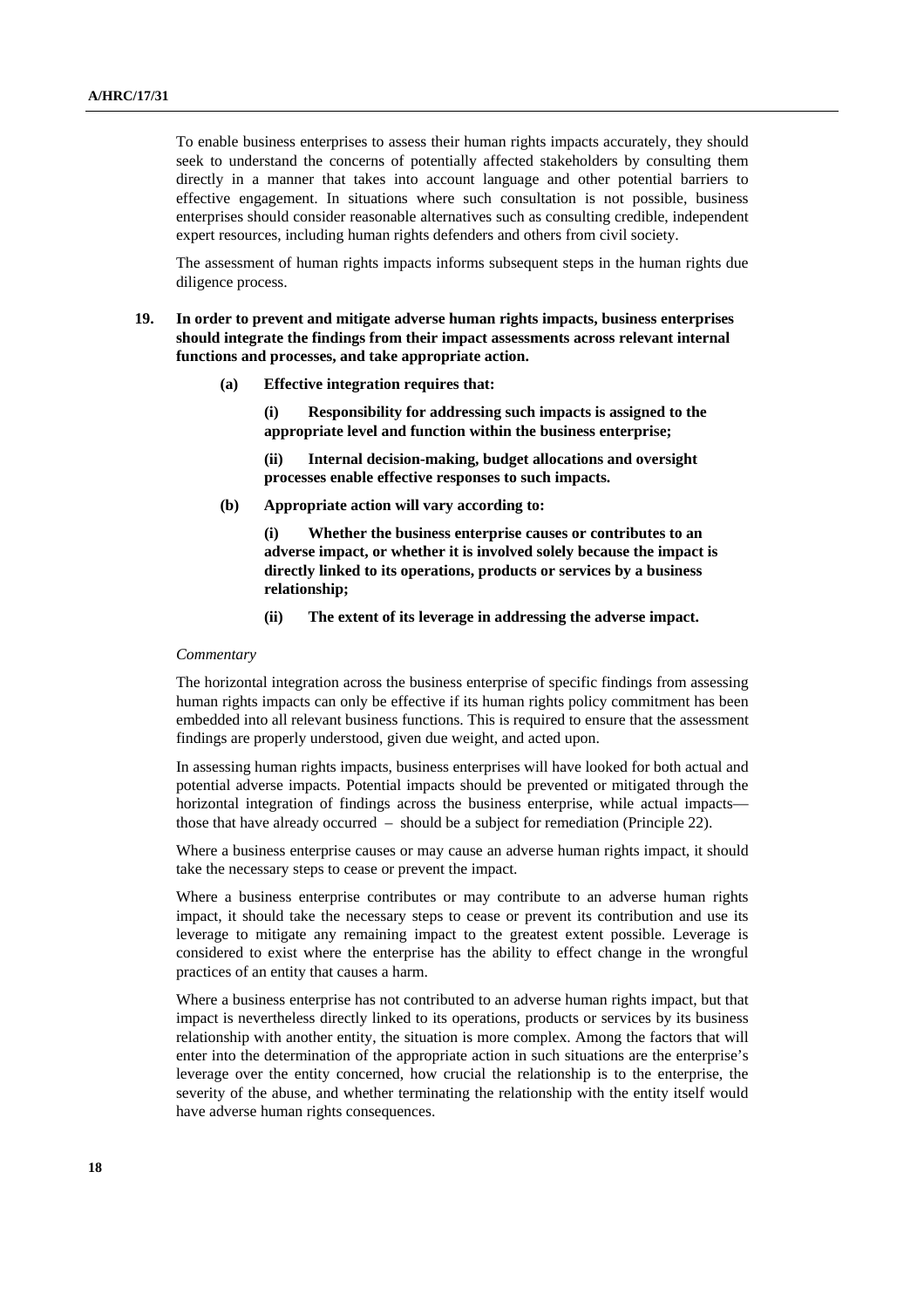To enable business enterprises to assess their human rights impacts accurately, they should seek to understand the concerns of potentially affected stakeholders by consulting them directly in a manner that takes into account language and other potential barriers to effective engagement. In situations where such consultation is not possible, business enterprises should consider reasonable alternatives such as consulting credible, independent expert resources, including human rights defenders and others from civil society.

The assessment of human rights impacts informs subsequent steps in the human rights due diligence process.

**19. In order to prevent and mitigate adverse human rights impacts, business enterprises should integrate the findings from their impact assessments across relevant internal functions and processes, and take appropriate action.**

**(a) Effective integration requires that:**

**(i) Responsibility for addressing such impacts is assigned to the appropriate level and function within the business enterprise;**

**(ii) Internal decision-making, budget allocations and oversight processes enable effective responses to such impacts.**

**(b) Appropriate action will vary according to:**

**(i) Whether the business enterprise causes or contributes to an adverse impact, or whether it is involved solely because the impact is directly linked to its operations, products or services by a business relationship;**

**(ii) The extent of its leverage in addressing the adverse impact.**

*Commentary*

The horizontal integration across the business enterprise of specific findings from assessing human rights impacts can only be effective if its human rights policy commitment has been embedded into all relevant business functions. This is required to ensure that the assessment findings are properly understood, given due weight, and acted upon.

In assessing human rights impacts, business enterprises will have looked for both actual and potential adverse impacts. Potential impacts should be prevented or mitigated through the horizontal integration of findings across the business enterprise, while actual impacts—those that have already occurred – should be a subject for remediation (Principle 22).

Where a business enterprise causes or may cause an adverse human rights impact, it should take the necessary steps to cease or prevent the impact.

Where a business enterprise contributes or may contribute to an adverse human rights impact, it should take the necessary steps to cease or prevent its contribution and use its leverage to mitigate any remaining impact to the greatest extent possible. Leverage is considered to exist where the enterprise has the ability to effect change in the wrongful practices of an entity that causes a harm.

Where a business enterprise has not contributed to an adverse human rights impact, but that impact is nevertheless directly linked to its operations, products or services by its business relationship with another entity, the situation is more complex. Among the factors that will enter into the determination of the appropriate action in such situations are the enterprise's leverage over the entity concerned, how crucial the relationship is to the enterprise, the severity of the abuse, and whether terminating the relationship with the entity itself would have adverse human rights consequences.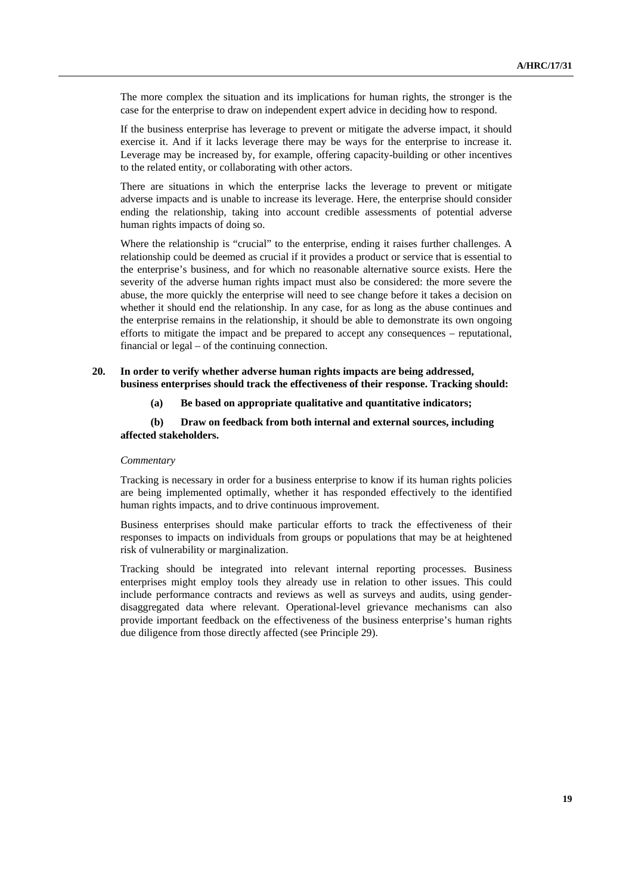The more complex the situation and its implications for human rights, the stronger is the case for the enterprise to draw on independent expert advice in deciding how to respond.

If the business enterprise has leverage to prevent or mitigate the adverse impact, it should exercise it. And if it lacks leverage there may be ways for the enterprise to increase it. Leverage may be increased by, for example, offering capacity-building or other incentives to the related entity, or collaborating with other actors.

There are situations in which the enterprise lacks the leverage to prevent or mitigate adverse impacts and is unable to increase its leverage. Here, the enterprise should consider ending the relationship, taking into account credible assessments of potential adverse human rights impacts of doing so.

Where the relationship is "crucial" to the enterprise, ending it raises further challenges. A relationship could be deemed as crucial if it provides a product or service that is essential to the enterprise's business, and for which no reasonable alternative source exists. Here the severity of the adverse human rights impact must also be considered: the more severe the abuse, the more quickly the enterprise will need to see change before it takes a decision on whether it should end the relationship. In any case, for as long as the abuse continues and the enterprise remains in the relationship, it should be able to demonstrate its own ongoing efforts to mitigate the impact and be prepared to accept any consequences – reputational, financial or legal – of the continuing connection.

**20. In order to verify whether adverse human rights impacts are being addressed, business enterprises should track the effectiveness of their response. Tracking should:**

**(a) Be based on appropriate qualitative and quantitative indicators;**

**(b) Draw on feedback from both internal and external sources, including affected stakeholders.**

*Commentary*

Tracking is necessary in order for a business enterprise to know if its human rights policies are being implemented optimally, whether it has responded effectively to the identified human rights impacts, and to drive continuous improvement.

Business enterprises should make particular efforts to track the effectiveness of their responses to impacts on individuals from groups or populations that may be at heightened risk of vulnerability or marginalization.

Tracking should be integrated into relevant internal reporting processes. Business enterprises might employ tools they already use in relation to other issues. This could include performance contracts and reviews as well as surveys and audits, using gender-disaggregated data where relevant. Operational-level grievance mechanisms can also provide important feedback on the effectiveness of the business enterprise's human rights due diligence from those directly affected (see Principle 29).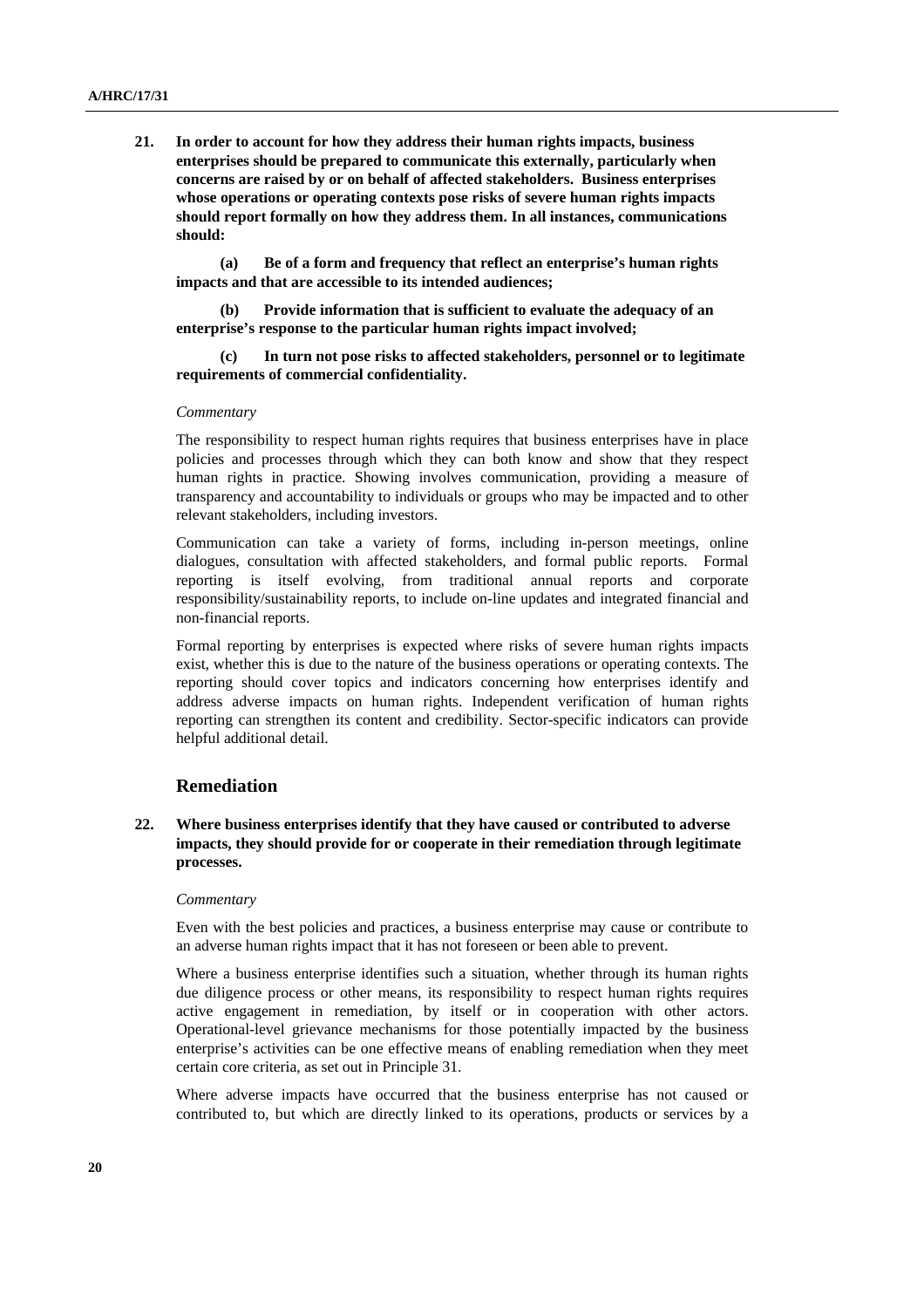**21. In order to account for how they address their human rights impacts, business enterprises should be prepared to communicate this externally, particularly when concerns are raised by or on behalf of affected stakeholders. Business enterprises whose operations or operating contexts pose risks of severe human rights impacts should report formally on how they address them. In all instances, communications should:**

**(a) Be of a form and frequency that reflect an enterprise's human rights impacts and that are accessible to its intended audiences;**

**(b) Provide information that is sufficient to evaluate the adequacy of an enterprise's response to the particular human rights impact involved;**

**(c) In turn not pose risks to affected stakeholders, personnel or to legitimate requirements of commercial confidentiality.**

*Commentary*

The responsibility to respect human rights requires that business enterprises have in place policies and processes through which they can both know and show that they respect human rights in practice. Showing involves communication, providing a measure of transparency and accountability to individuals or groups who may be impacted and to other relevant stakeholders, including investors.

Communication can take a variety of forms, including in-person meetings, online dialogues, consultation with affected stakeholders, and formal public reports. Formal reporting is itself evolving, from traditional annual reports and corporate responsibility/sustainability reports, to include on-line updates and integrated financial and non-financial reports.

Formal reporting by enterprises is expected where risks of severe human rights impacts exist, whether this is due to the nature of the business operations or operating contexts. The reporting should cover topics and indicators concerning how enterprises identify and address adverse impacts on human rights. Independent verification of human rights reporting can strengthen its content and credibility. Sector-specific indicators can provide helpful additional detail.

## Remediation

**22. Where business enterprises identify that they have caused or contributed to adverse impacts, they should provide for or cooperate in their remediation through legitimate processes.**

*Commentary*

Even with the best policies and practices, a business enterprise may cause or contribute to an adverse human rights impact that it has not foreseen or been able to prevent.

Where a business enterprise identifies such a situation, whether through its human rights due diligence process or other means, its responsibility to respect human rights requires active engagement in remediation, by itself or in cooperation with other actors. Operational-level grievance mechanisms for those potentially impacted by the business enterprise's activities can be one effective means of enabling remediation when they meet certain core criteria, as set out in Principle 31.

Where adverse impacts have occurred that the business enterprise has not caused or contributed to, but which are directly linked to its operations, products or services by a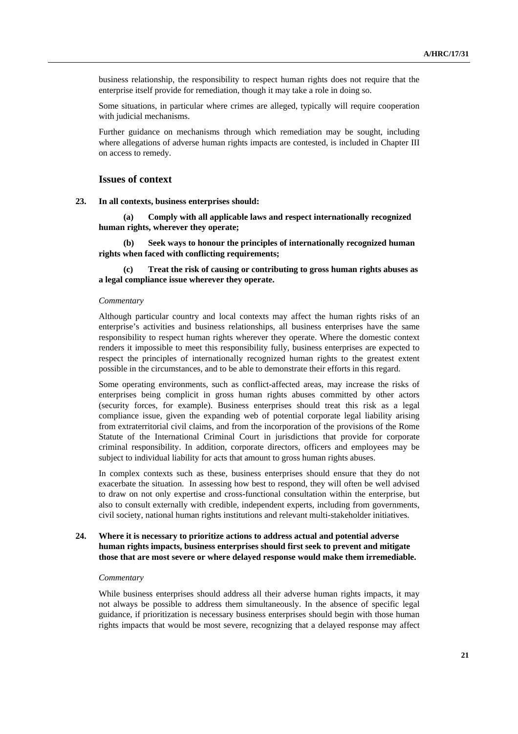business relationship, the responsibility to respect human rights does not require that the enterprise itself provide for remediation, though it may take a role in doing so.

Some situations, in particular where crimes are alleged, typically will require cooperation with judicial mechanisms.

Further guidance on mechanisms through which remediation may be sought, including where allegations of adverse human rights impacts are contested, is included in Chapter III on access to remedy.

### Issues of context

**23. In all contexts, business enterprises should:**

**(a) Comply with all applicable laws and respect internationally recognized human rights, wherever they operate;**

**(b) Seek ways to honour the principles of internationally recognized human rights when faced with conflicting requirements;**

**(c) Treat the risk of causing or contributing to gross human rights abuses as a legal compliance issue wherever they operate.**

*Commentary*

Although particular country and local contexts may affect the human rights risks of an enterprise's activities and business relationships, all business enterprises have the same responsibility to respect human rights wherever they operate. Where the domestic context renders it impossible to meet this responsibility fully, business enterprises are expected to respect the principles of internationally recognized human rights to the greatest extent possible in the circumstances, and to be able to demonstrate their efforts in this regard.

Some operating environments, such as conflict-affected areas, may increase the risks of enterprises being complicit in gross human rights abuses committed by other actors (security forces, for example). Business enterprises should treat this risk as a legal compliance issue, given the expanding web of potential corporate legal liability arising from extraterritorial civil claims, and from the incorporation of the provisions of the Rome Statute of the International Criminal Court in jurisdictions that provide for corporate criminal responsibility. In addition, corporate directors, officers and employees may be subject to individual liability for acts that amount to gross human rights abuses.

In complex contexts such as these, business enterprises should ensure that they do not exacerbate the situation. In assessing how best to respond, they will often be well advised to draw on not only expertise and cross-functional consultation within the enterprise, but also to consult externally with credible, independent experts, including from governments, civil society, national human rights institutions and relevant multi-stakeholder initiatives.

**24. Where it is necessary to prioritize actions to address actual and potential adverse human rights impacts, business enterprises should first seek to prevent and mitigate those that are most severe or where delayed response would make them irremediable.**

*Commentary*

While business enterprises should address all their adverse human rights impacts, it may not always be possible to address them simultaneously. In the absence of specific legal guidance, if prioritization is necessary business enterprises should begin with those human rights impacts that would be most severe, recognizing that a delayed response may affect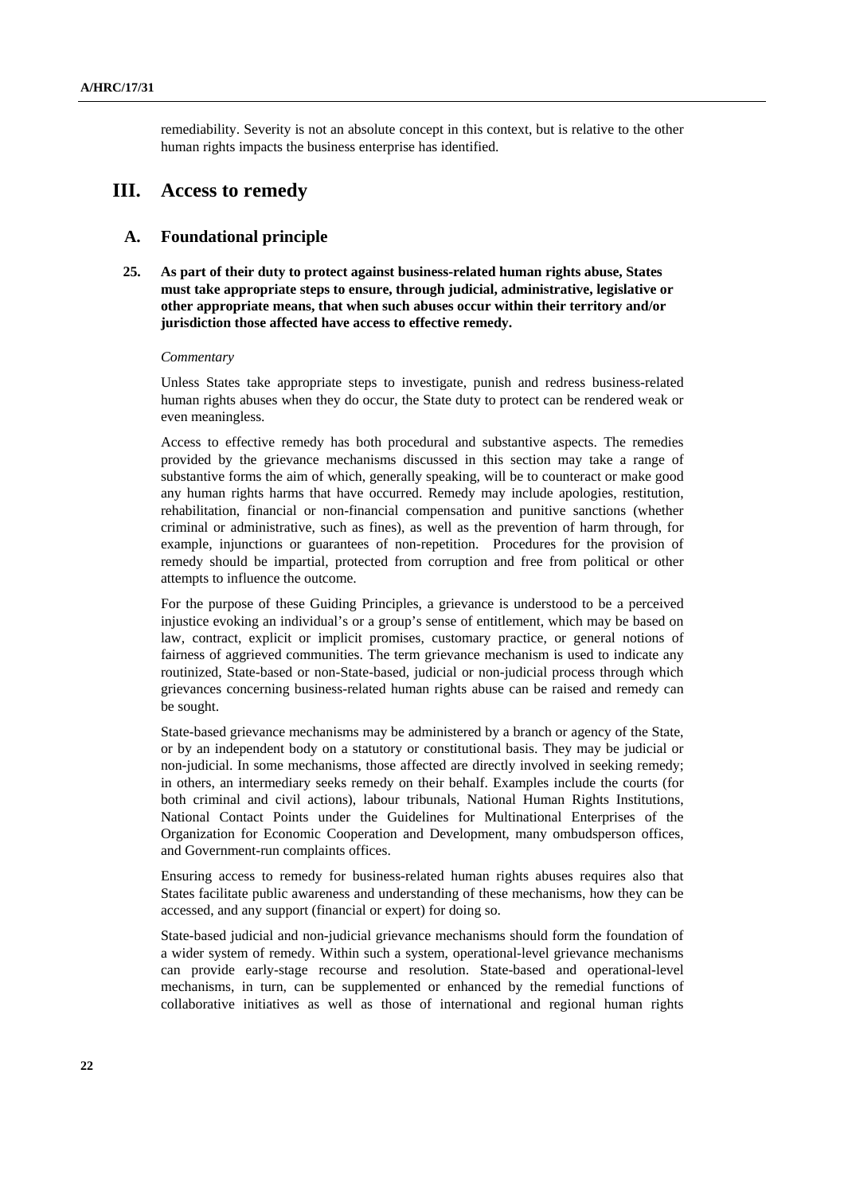remediability. Severity is not an absolute concept in this context, but is relative to the other human rights impacts the business enterprise has identified.

# III. Access to remedy

## A. Foundational principle

**25. As part of their duty to protect against business-related human rights abuse, States must take appropriate steps to ensure, through judicial, administrative, legislative or other appropriate means, that when such abuses occur within their territory and/or jurisdiction those affected have access to effective remedy.**

*Commentary*

Unless States take appropriate steps to investigate, punish and redress business-related human rights abuses when they do occur, the State duty to protect can be rendered weak or even meaningless.

Access to effective remedy has both procedural and substantive aspects. The remedies provided by the grievance mechanisms discussed in this section may take a range of substantive forms the aim of which, generally speaking, will be to counteract or make good any human rights harms that have occurred. Remedy may include apologies, restitution, rehabilitation, financial or non-financial compensation and punitive sanctions (whether criminal or administrative, such as fines), as well as the prevention of harm through, for example, injunctions or guarantees of non-repetition. Procedures for the provision of remedy should be impartial, protected from corruption and free from political or other attempts to influence the outcome.

For the purpose of these Guiding Principles, a grievance is understood to be a perceived injustice evoking an individual's or a group's sense of entitlement, which may be based on law, contract, explicit or implicit promises, customary practice, or general notions of fairness of aggrieved communities. The term grievance mechanism is used to indicate any routinized, State-based or non-State-based, judicial or non-judicial process through which grievances concerning business-related human rights abuse can be raised and remedy can be sought.

State-based grievance mechanisms may be administered by a branch or agency of the State, or by an independent body on a statutory or constitutional basis. They may be judicial or non-judicial. In some mechanisms, those affected are directly involved in seeking remedy; in others, an intermediary seeks remedy on their behalf. Examples include the courts (for both criminal and civil actions), labour tribunals, National Human Rights Institutions, National Contact Points under the Guidelines for Multinational Enterprises of the Organization for Economic Cooperation and Development, many ombudsperson offices, and Government-run complaints offices.

Ensuring access to remedy for business-related human rights abuses requires also that States facilitate public awareness and understanding of these mechanisms, how they can be accessed, and any support (financial or expert) for doing so.

State-based judicial and non-judicial grievance mechanisms should form the foundation of a wider system of remedy. Within such a system, operational-level grievance mechanisms can provide early-stage recourse and resolution. State-based and operational-level mechanisms, in turn, can be supplemented or enhanced by the remedial functions of collaborative initiatives as well as those of international and regional human rights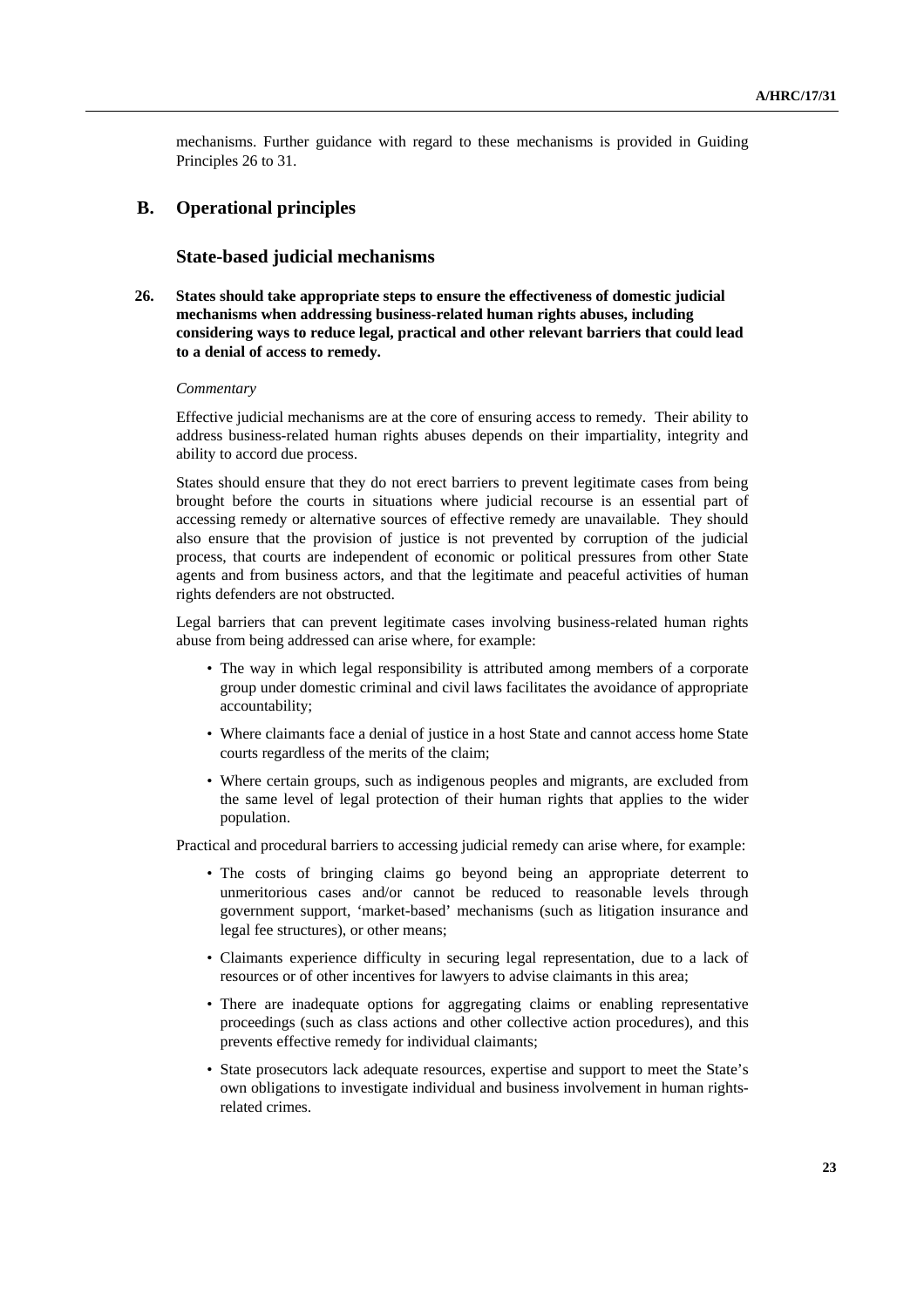mechanisms. Further guidance with regard to these mechanisms is provided in Guiding Principles 26 to 31.

## B. Operational principles

### State-based judicial mechanisms

**26. States should take appropriate steps to ensure the effectiveness of domestic judicial mechanisms when addressing business-related human rights abuses, including considering ways to reduce legal, practical and other relevant barriers that could lead to a denial of access to remedy.**

*Commentary*

Effective judicial mechanisms are at the core of ensuring access to remedy. Their ability to address business-related human rights abuses depends on their impartiality, integrity and ability to accord due process.

States should ensure that they do not erect barriers to prevent legitimate cases from being brought before the courts in situations where judicial recourse is an essential part of accessing remedy or alternative sources of effective remedy are unavailable. They should also ensure that the provision of justice is not prevented by corruption of the judicial process, that courts are independent of economic or political pressures from other State agents and from business actors, and that the legitimate and peaceful activities of human rights defenders are not obstructed.

Legal barriers that can prevent legitimate cases involving business-related human rights abuse from being addressed can arise where, for example:

- The way in which legal responsibility is attributed among members of a corporate group under domestic criminal and civil laws facilitates the avoidance of appropriate accountability;
- Where claimants face a denial of justice in a host State and cannot access home State courts regardless of the merits of the claim;
- Where certain groups, such as indigenous peoples and migrants, are excluded from the same level of legal protection of their human rights that applies to the wider population.

Practical and procedural barriers to accessing judicial remedy can arise where, for example:

- The costs of bringing claims go beyond being an appropriate deterrent to unmeritorious cases and/or cannot be reduced to reasonable levels through government support, 'market-based' mechanisms (such as litigation insurance and legal fee structures), or other means;
- Claimants experience difficulty in securing legal representation, due to a lack of resources or of other incentives for lawyers to advise claimants in this area;
- There are inadequate options for aggregating claims or enabling representative proceedings (such as class actions and other collective action procedures), and this prevents effective remedy for individual claimants;
- State prosecutors lack adequate resources, expertise and support to meet the State's own obligations to investigate individual and business involvement in human rights-related crimes.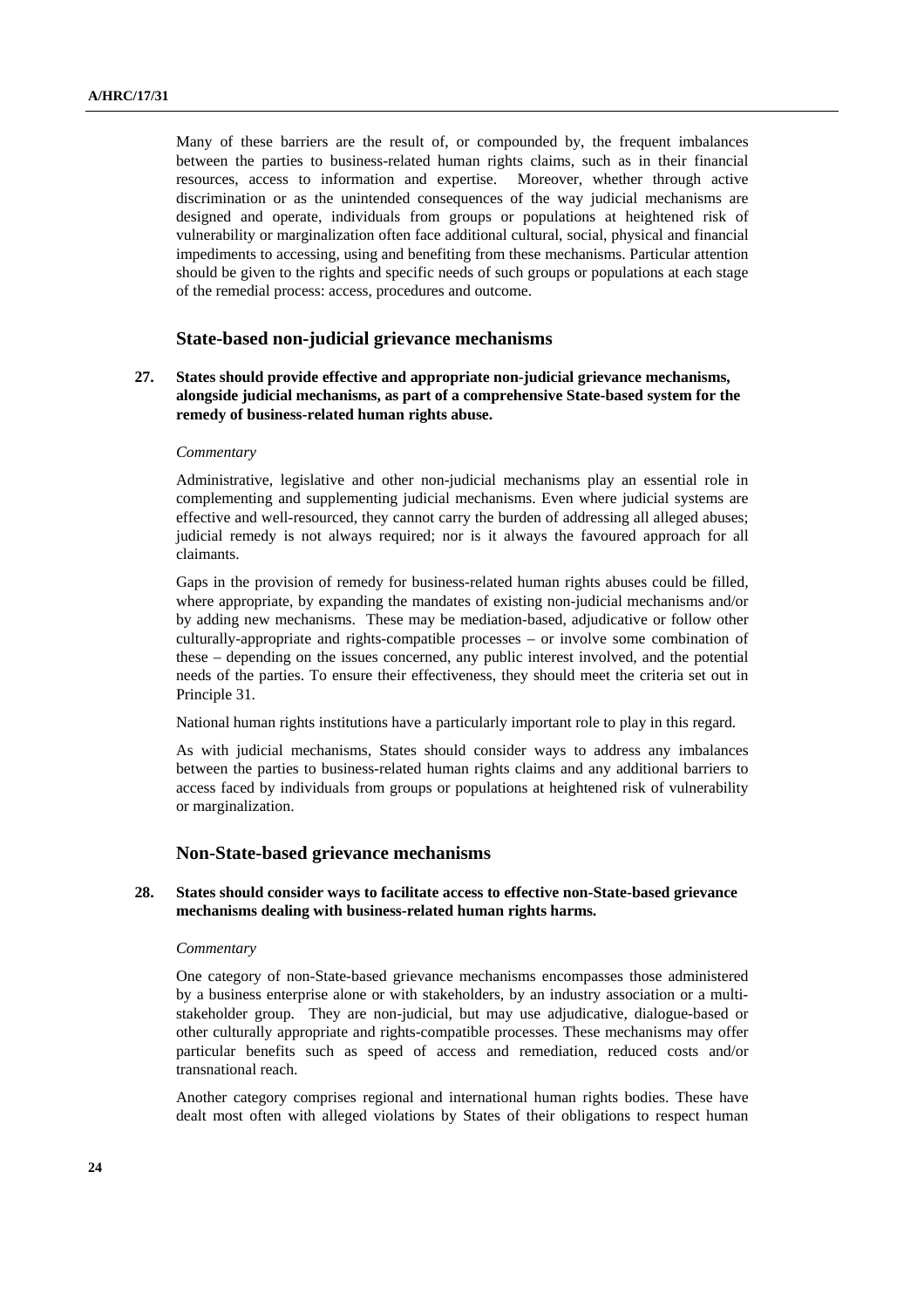Many of these barriers are the result of, or compounded by, the frequent imbalances between the parties to business-related human rights claims, such as in their financial resources, access to information and expertise. Moreover, whether through active discrimination or as the unintended consequences of the way judicial mechanisms are designed and operate, individuals from groups or populations at heightened risk of vulnerability or marginalization often face additional cultural, social, physical and financial impediments to accessing, using and benefiting from these mechanisms. Particular attention should be given to the rights and specific needs of such groups or populations at each stage of the remedial process: access, procedures and outcome.

## State-based non-judicial grievance mechanisms

**27. States should provide effective and appropriate non-judicial grievance mechanisms, alongside judicial mechanisms, as part of a comprehensive State-based system for the remedy of business-related human rights abuse.**

*Commentary*

Administrative, legislative and other non-judicial mechanisms play an essential role in complementing and supplementing judicial mechanisms. Even where judicial systems are effective and well-resourced, they cannot carry the burden of addressing all alleged abuses; judicial remedy is not always required; nor is it always the favoured approach for all claimants.

Gaps in the provision of remedy for business-related human rights abuses could be filled, where appropriate, by expanding the mandates of existing non-judicial mechanisms and/or by adding new mechanisms. These may be mediation-based, adjudicative or follow other culturally-appropriate and rights-compatible processes – or involve some combination of these – depending on the issues concerned, any public interest involved, and the potential needs of the parties. To ensure their effectiveness, they should meet the criteria set out in Principle 31.

National human rights institutions have a particularly important role to play in this regard.

As with judicial mechanisms, States should consider ways to address any imbalances between the parties to business-related human rights claims and any additional barriers to access faced by individuals from groups or populations at heightened risk of vulnerability or marginalization.

## Non-State-based grievance mechanisms

**28. States should consider ways to facilitate access to effective non-State-based grievance mechanisms dealing with business-related human rights harms.**

*Commentary*

One category of non-State-based grievance mechanisms encompasses those administered by a business enterprise alone or with stakeholders, by an industry association or a multi-stakeholder group. They are non-judicial, but may use adjudicative, dialogue-based or other culturally appropriate and rights-compatible processes. These mechanisms may offer particular benefits such as speed of access and remediation, reduced costs and/or transnational reach.

Another category comprises regional and international human rights bodies. These have dealt most often with alleged violations by States of their obligations to respect human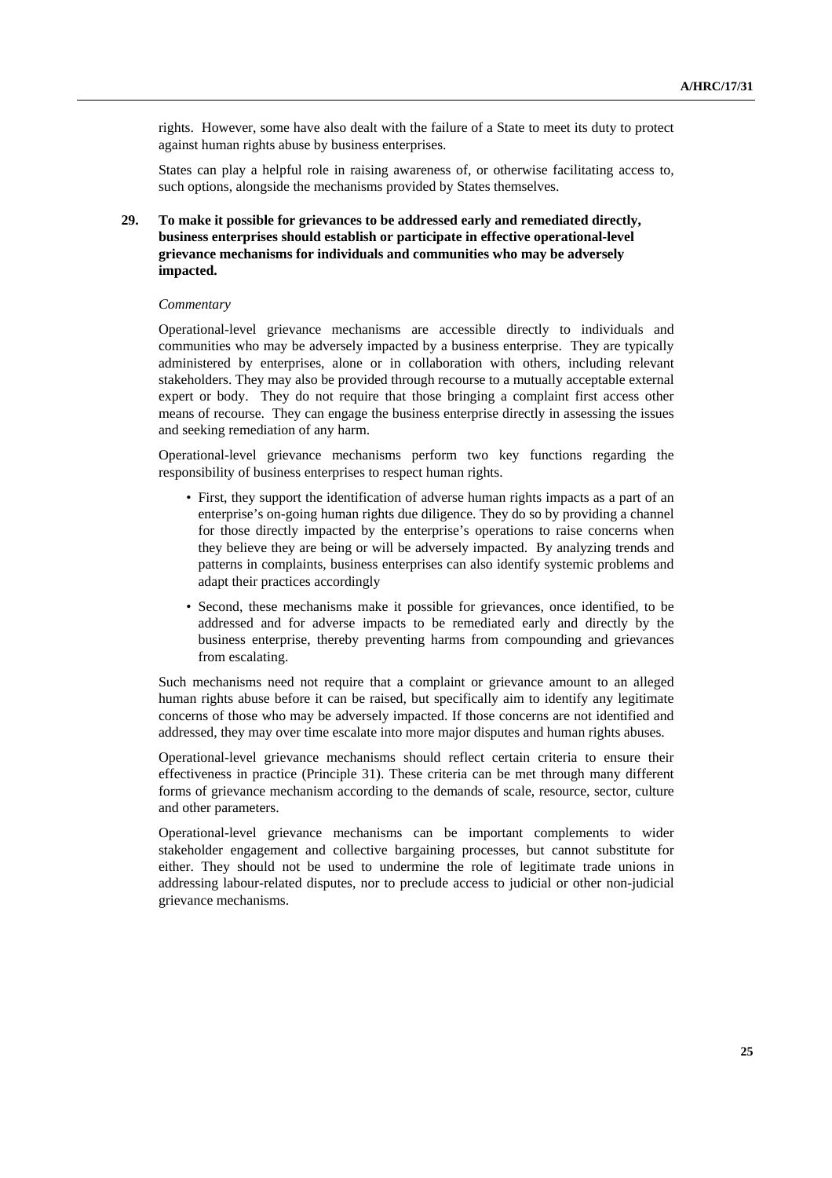rights. However, some have also dealt with the failure of a State to meet its duty to protect against human rights abuse by business enterprises.

States can play a helpful role in raising awareness of, or otherwise facilitating access to, such options, alongside the mechanisms provided by States themselves.

**29. To make it possible for grievances to be addressed early and remediated directly, business enterprises should establish or participate in effective operational-level grievance mechanisms for individuals and communities who may be adversely impacted.**

*Commentary*

Operational-level grievance mechanisms are accessible directly to individuals and communities who may be adversely impacted by a business enterprise. They are typically administered by enterprises, alone or in collaboration with others, including relevant stakeholders. They may also be provided through recourse to a mutually acceptable external expert or body. They do not require that those bringing a complaint first access other means of recourse. They can engage the business enterprise directly in assessing the issues and seeking remediation of any harm.

Operational-level grievance mechanisms perform two key functions regarding the responsibility of business enterprises to respect human rights.

- First, they support the identification of adverse human rights impacts as a part of an enterprise's on-going human rights due diligence. They do so by providing a channel for those directly impacted by the enterprise's operations to raise concerns when they believe they are being or will be adversely impacted. By analyzing trends and patterns in complaints, business enterprises can also identify systemic problems and adapt their practices accordingly
- Second, these mechanisms make it possible for grievances, once identified, to be addressed and for adverse impacts to be remediated early and directly by the business enterprise, thereby preventing harms from compounding and grievances from escalating.

Such mechanisms need not require that a complaint or grievance amount to an alleged human rights abuse before it can be raised, but specifically aim to identify any legitimate concerns of those who may be adversely impacted. If those concerns are not identified and addressed, they may over time escalate into more major disputes and human rights abuses.

Operational-level grievance mechanisms should reflect certain criteria to ensure their effectiveness in practice (Principle 31). These criteria can be met through many different forms of grievance mechanism according to the demands of scale, resource, sector, culture and other parameters.

Operational-level grievance mechanisms can be important complements to wider stakeholder engagement and collective bargaining processes, but cannot substitute for either. They should not be used to undermine the role of legitimate trade unions in addressing labour-related disputes, nor to preclude access to judicial or other non-judicial grievance mechanisms.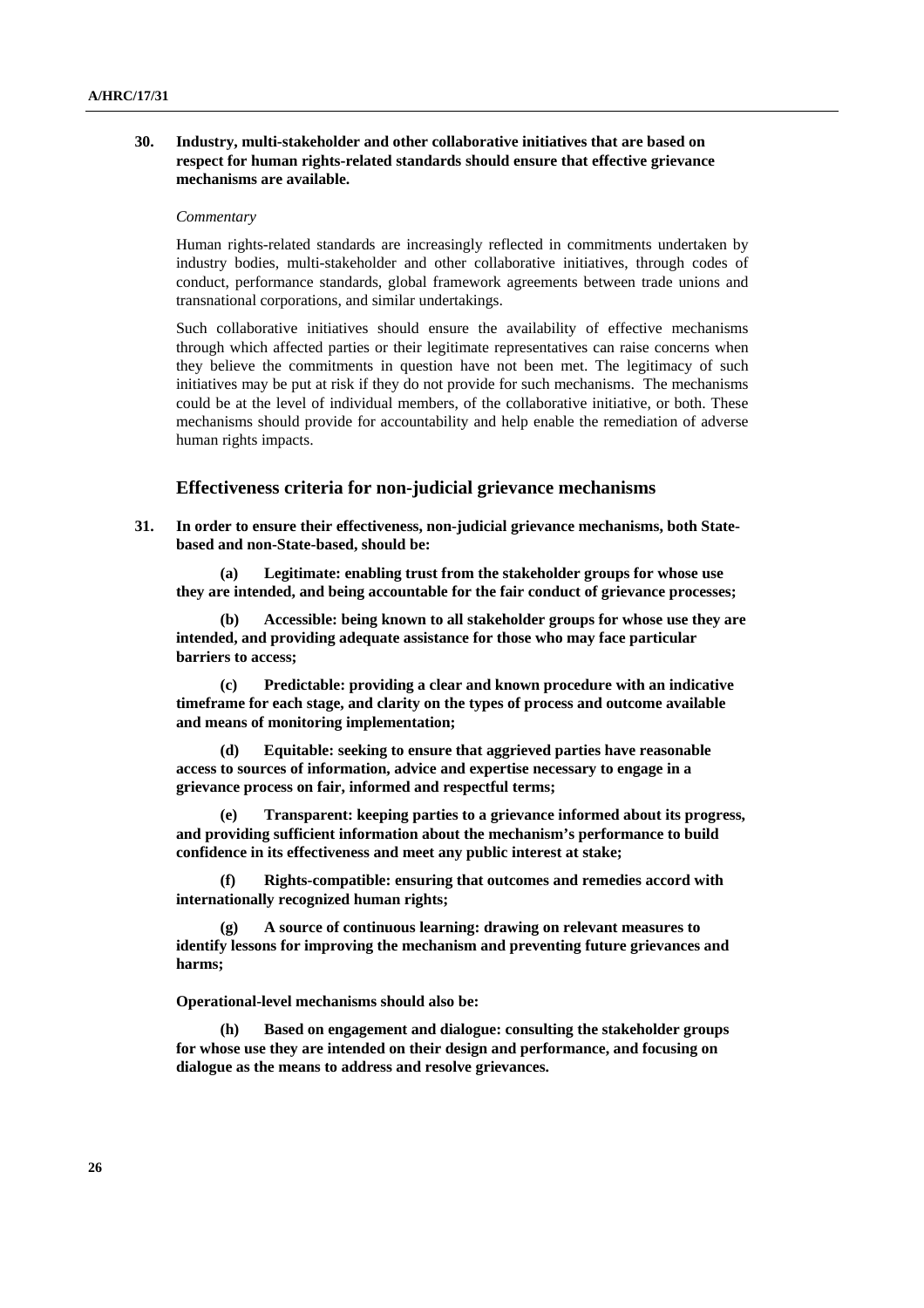**30. Industry, multi-stakeholder and other collaborative initiatives that are based on respect for human rights-related standards should ensure that effective grievance mechanisms are available.**

*Commentary*

Human rights-related standards are increasingly reflected in commitments undertaken by industry bodies, multi-stakeholder and other collaborative initiatives, through codes of conduct, performance standards, global framework agreements between trade unions and transnational corporations, and similar undertakings.

Such collaborative initiatives should ensure the availability of effective mechanisms through which affected parties or their legitimate representatives can raise concerns when they believe the commitments in question have not been met. The legitimacy of such initiatives may be put at risk if they do not provide for such mechanisms. The mechanisms could be at the level of individual members, of the collaborative initiative, or both. These mechanisms should provide for accountability and help enable the remediation of adverse human rights impacts.

## Effectiveness criteria for non-judicial grievance mechanisms

**31. In order to ensure their effectiveness, non-judicial grievance mechanisms, both State-based and non-State-based, should be:**

**(a) Legitimate: enabling trust from the stakeholder groups for whose use they are intended, and being accountable for the fair conduct of grievance processes;**

**(b) Accessible: being known to all stakeholder groups for whose use they are intended, and providing adequate assistance for those who may face particular barriers to access;**

**(c) Predictable: providing a clear and known procedure with an indicative timeframe for each stage, and clarity on the types of process and outcome available and means of monitoring implementation;**

**(d) Equitable: seeking to ensure that aggrieved parties have reasonable access to sources of information, advice and expertise necessary to engage in a grievance process on fair, informed and respectful terms;**

**(e) Transparent: keeping parties to a grievance informed about its progress, and providing sufficient information about the mechanism's performance to build confidence in its effectiveness and meet any public interest at stake;**

**(f) Rights-compatible: ensuring that outcomes and remedies accord with internationally recognized human rights;**

**(g) A source of continuous learning: drawing on relevant measures to identify lessons for improving the mechanism and preventing future grievances and harms;**

**Operational-level mechanisms should also be:**

**(h) Based on engagement and dialogue: consulting the stakeholder groups for whose use they are intended on their design and performance, and focusing on dialogue as the means to address and resolve grievances.**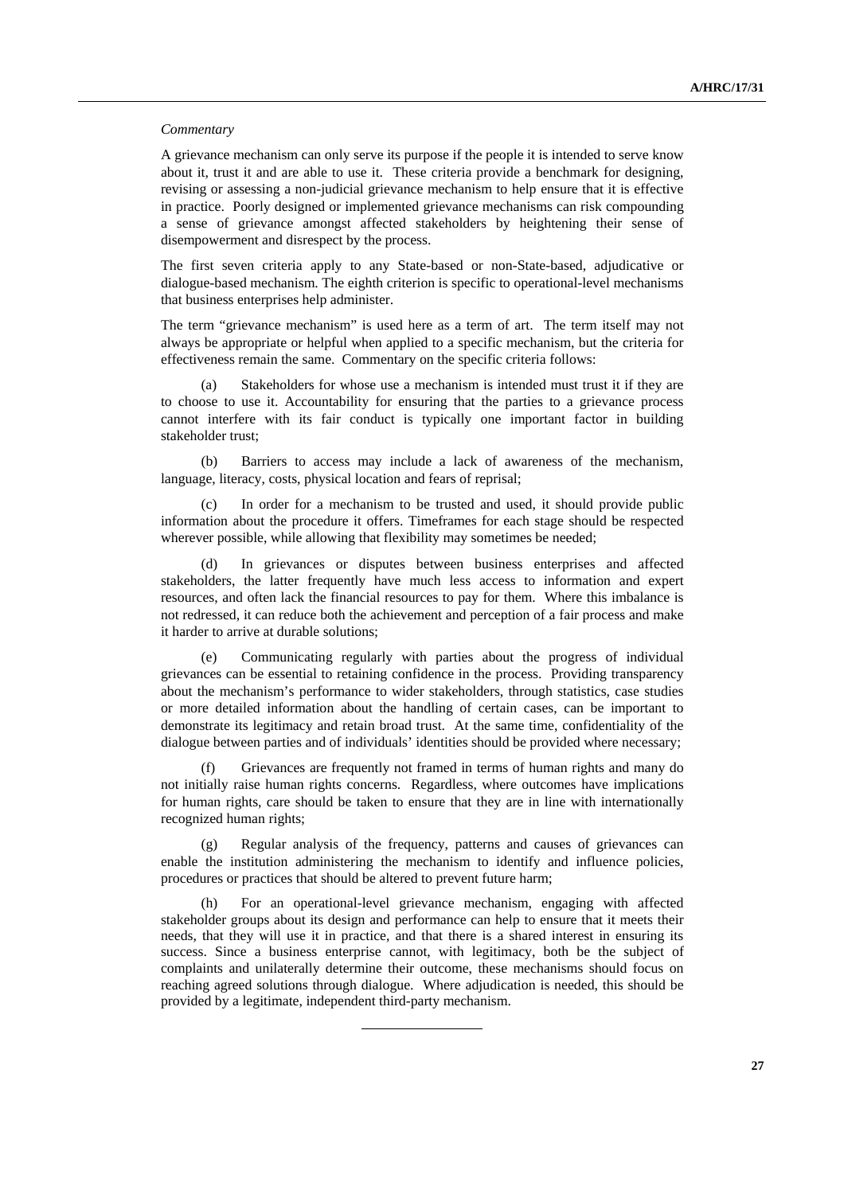*Commentary*

A grievance mechanism can only serve its purpose if the people it is intended to serve know about it, trust it and are able to use it. These criteria provide a benchmark for designing, revising or assessing a non-judicial grievance mechanism to help ensure that it is effective in practice. Poorly designed or implemented grievance mechanisms can risk compounding a sense of grievance amongst affected stakeholders by heightening their sense of disempowerment and disrespect by the process.

The first seven criteria apply to any State-based or non-State-based, adjudicative or dialogue-based mechanism. The eighth criterion is specific to operational-level mechanisms that business enterprises help administer.

The term "grievance mechanism" is used here as a term of art. The term itself may not always be appropriate or helpful when applied to a specific mechanism, but the criteria for effectiveness remain the same. Commentary on the specific criteria follows:

(a) Stakeholders for whose use a mechanism is intended must trust it if they are to choose to use it. Accountability for ensuring that the parties to a grievance process cannot interfere with its fair conduct is typically one important factor in building stakeholder trust;

(b) Barriers to access may include a lack of awareness of the mechanism, language, literacy, costs, physical location and fears of reprisal;

(c) In order for a mechanism to be trusted and used, it should provide public information about the procedure it offers. Timeframes for each stage should be respected wherever possible, while allowing that flexibility may sometimes be needed;

(d) In grievances or disputes between business enterprises and affected stakeholders, the latter frequently have much less access to information and expert resources, and often lack the financial resources to pay for them. Where this imbalance is not redressed, it can reduce both the achievement and perception of a fair process and make it harder to arrive at durable solutions;

(e) Communicating regularly with parties about the progress of individual grievances can be essential to retaining confidence in the process. Providing transparency about the mechanism's performance to wider stakeholders, through statistics, case studies or more detailed information about the handling of certain cases, can be important to demonstrate its legitimacy and retain broad trust. At the same time, confidentiality of the dialogue between parties and of individuals' identities should be provided where necessary;

(f) Grievances are frequently not framed in terms of human rights and many do not initially raise human rights concerns. Regardless, where outcomes have implications for human rights, care should be taken to ensure that they are in line with internationally recognized human rights;

(g) Regular analysis of the frequency, patterns and causes of grievances can enable the institution administering the mechanism to identify and influence policies, procedures or practices that should be altered to prevent future harm;

(h) For an operational-level grievance mechanism, engaging with affected stakeholder groups about its design and performance can help to ensure that it meets their needs, that they will use it in practice, and that there is a shared interest in ensuring its success. Since a business enterprise cannot, with legitimacy, both be the subject of complaints and unilaterally determine their outcome, these mechanisms should focus on reaching agreed solutions through dialogue. Where adjudication is needed, this should be provided by a legitimate, independent third-party mechanism.